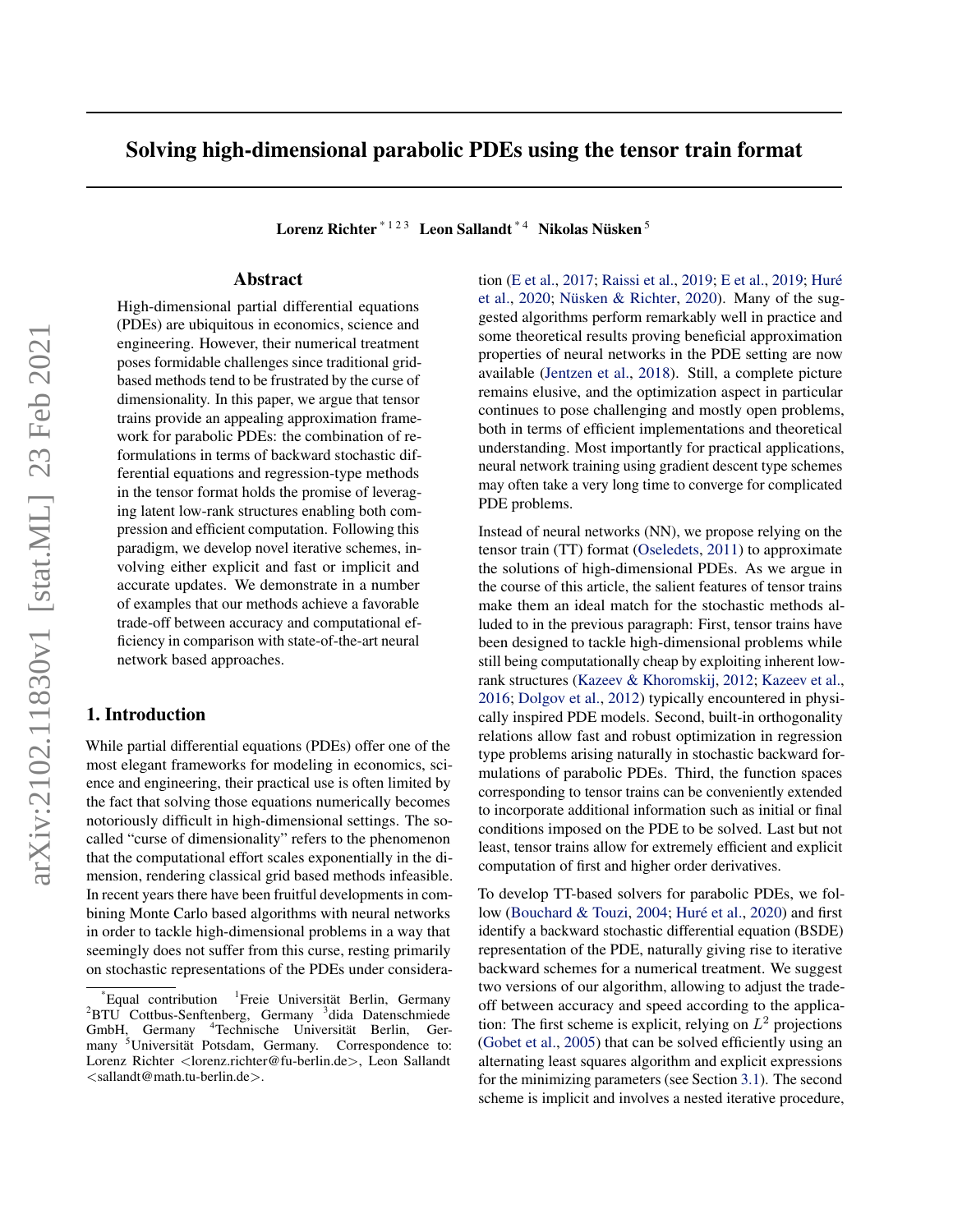# Solving high-dimensional parabolic PDEs using the tensor train format

**Lorenz Richter** [*1 2 3] **Leon Sallandt** [*4] **Nikolas Nüsken** [5]

## Abstract

High-dimensional partial differential equations (PDEs) are ubiquitous in economics, science and engineering. However, their numerical treatment poses formidable challenges since traditional grid-based methods tend to be frustrated by the curse of dimensionality. In this paper, we argue that tensor trains provide an appealing approximation framework for parabolic PDEs: the combination of reformulations in terms of backward stochastic differential equations and regression-type methods in the tensor format holds the promise of leveraging latent low-rank structures enabling both compression and efficient computation. Following this paradigm, we develop novel iterative schemes, involving either explicit and fast or implicit and accurate updates. We demonstrate in a number of examples that our methods achieve a favorable trade-off between accuracy and computational efficiency in comparison with state-of-the-art neural network based approaches.

## 1. Introduction

While partial differential equations (PDEs) offer one of the most elegant frameworks for modeling in economics, science and engineering, their practical use is often limited by the fact that solving those equations numerically becomes notoriously difficult in high-dimensional settings. The so-called "curse of dimensionality" refers to the phenomenon that the computational effort scales exponentially in the dimension, rendering classical grid based methods infeasible. In recent years there have been fruitful developments in combining Monte Carlo based algorithms with neural networks in order to tackle high-dimensional problems in a way that seemingly does not suffer from this curse, resting primarily on stochastic representations of the PDEs under consideration (E et al., 2017; Raissi et al., 2019; E et al., 2019; Huré et al., 2020; Nüsken & Richter, 2020). Many of the suggested algorithms perform remarkably well in practice and some theoretical results proving beneficial approximation properties of neural networks in the PDE setting are now available (Jentzen et al., 2018). Still, a complete picture remains elusive, and the optimization aspect in particular continues to pose challenging and mostly open problems, both in terms of efficient implementations and theoretical understanding. Most importantly for practical applications, neural network training using gradient descent type schemes may often take a very long time to converge for complicated PDE problems.

Instead of neural networks (NN), we propose relying on the tensor train (TT) format (Oseledets, 2011) to approximate the solutions of high-dimensional PDEs. As we argue in the course of this article, the salient features of tensor trains make them an ideal match for the stochastic methods alluded to in the previous paragraph: First, tensor trains have been designed to tackle high-dimensional problems while still being computationally cheap by exploiting inherent low-rank structures (Kazeev & Khoromskij, 2012; Kazeev et al., 2016; Dolgov et al., 2012) typically encountered in physically inspired PDE models. Second, built-in orthogonality relations allow fast and robust optimization in regression type problems arising naturally in stochastic backward formulations of parabolic PDEs. Third, the function spaces corresponding to tensor trains can be conveniently extended to incorporate additional information such as initial or final conditions imposed on the PDE to be solved. Last but not least, tensor trains allow for extremely efficient and explicit computation of first and higher order derivatives.

To develop TT-based solvers for parabolic PDEs, we follow (Bouchard & Touzi, 2004; Huré et al., 2020) and first identify a backward stochastic differential equation (BSDE) representation of the PDE, naturally giving rise to iterative backward schemes for a numerical treatment. We suggest two versions of our algorithm, allowing to adjust the trade-off between accuracy and speed according to the application: The first scheme is explicit, relying on $L^2$ projections (Gobet et al., 2005) that can be solved efficiently using an alternating least squares algorithm and explicit expressions for the minimizing parameters (see Section 3.1). The second scheme is implicit and involves a nested iterative procedure,

[*] Equal contribution [1] Freie Universität Berlin, Germany [2] BTU Cottbus-Senftenberg, Germany [3] dida Datenschmiede GmbH, Germany [4] Technische Universität Berlin, Germany [5] Universität Potsdam, Germany. Correspondence to: Lorenz Richter <lorenz.richter@fu-berlin.de>, Leon Sallandt <sallandt@math.tu-berlin.de>.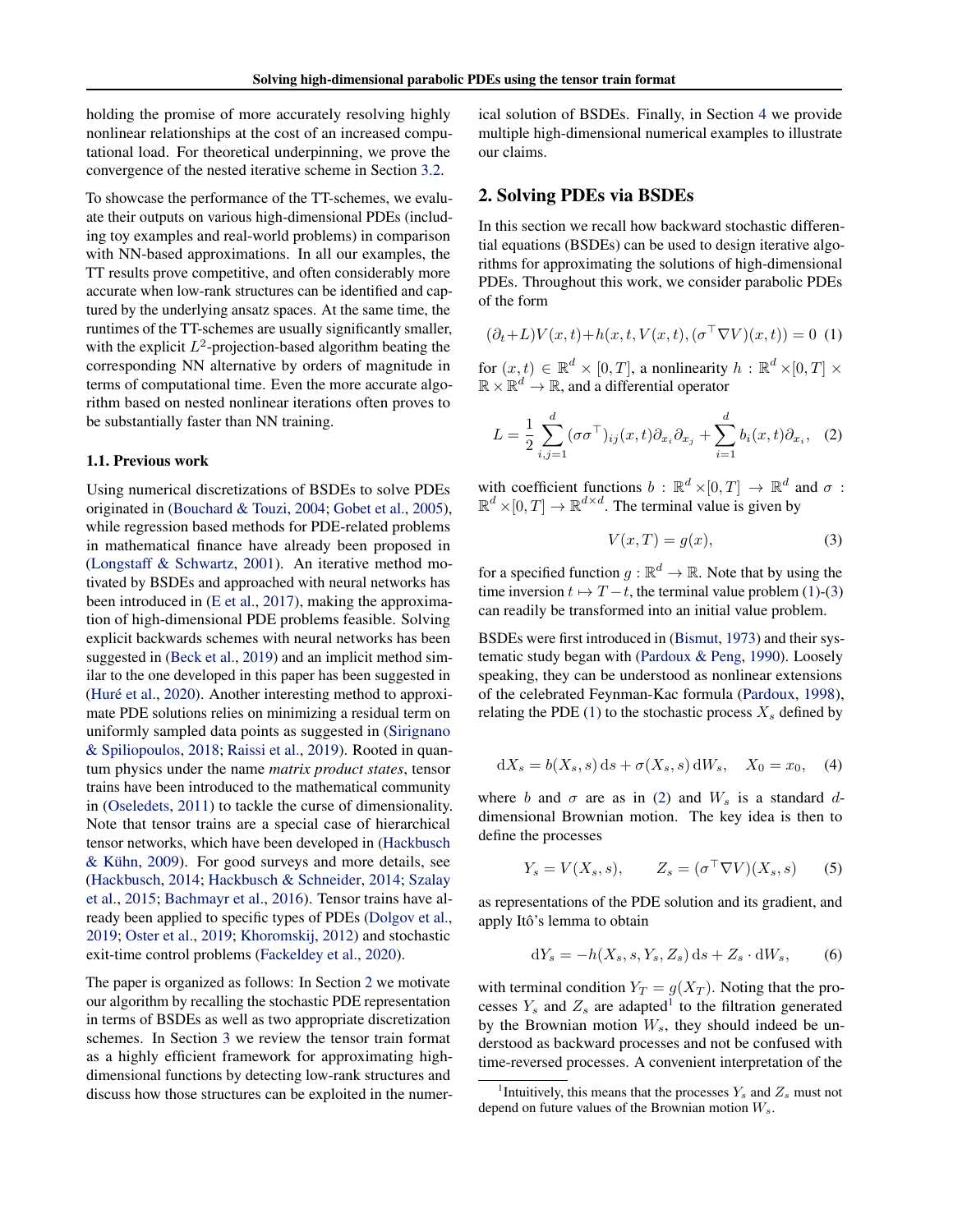holding the promise of more accurately resolving highly nonlinear relationships at the cost of an increased computational load. For theoretical underpinning, we prove the convergence of the nested iterative scheme in Section 3.2.

To showcase the performance of the TT-schemes, we evaluate their outputs on various high-dimensional PDEs (including toy examples and real-world problems) in comparison with NN-based approximations. In all our examples, the TT results prove competitive, and often considerably more accurate when low-rank structures can be identified and captured by the underlying ansatz spaces. At the same time, the runtimes of the TT-schemes are usually significantly smaller, with the explicit $L^2$-projection-based algorithm beating the corresponding NN alternative by orders of magnitude in terms of computational time. Even the more accurate algorithm based on nested nonlinear iterations often proves to be substantially faster than NN training.

### 1.1. Previous work

Using numerical discretizations of BSDEs to solve PDEs originated in (Bouchard & Touzi, 2004; Gobet et al., 2005), while regression based methods for PDE-related problems in mathematical finance have already been proposed in (Longstaff & Schwartz, 2001). An iterative method motivated by BSDEs and approached with neural networks has been introduced in (E et al., 2017), making the approximation of high-dimensional PDE problems feasible. Solving explicit backwards schemes with neural networks has been suggested in (Beck et al., 2019) and an implicit method similar to the one developed in this paper has been suggested in (Huré et al., 2020). Another interesting method to approximate PDE solutions relies on minimizing a residual term on uniformly sampled data points as suggested in (Sirignano & Spiliopoulos, 2018; Raissi et al., 2019). Rooted in quantum physics under the name *matrix product states*, tensor trains have been introduced to the mathematical community in (Oseledets, 2011) to tackle the curse of dimensionality. Note that tensor trains are a special case of hierarchical tensor networks, which have been developed in (Hackbusch & Kühn, 2009). For good surveys and more details, see (Hackbusch, 2014; Hackbusch & Schneider, 2014; Szalay et al., 2015; Bachmayr et al., 2016). Tensor trains have already been applied to specific types of PDEs (Dolgov et al., 2019; Oster et al., 2019; Khoromskij, 2012) and stochastic exit-time control problems (Fackeldey et al., 2020).

The paper is organized as follows: In Section 2 we motivate our algorithm by recalling the stochastic PDE representation in terms of BSDEs as well as two appropriate discretization schemes. In Section 3 we review the tensor train format as a highly efficient framework for approximating high-dimensional functions by detecting low-rank structures and discuss how those structures can be exploited in the numerical solution of BSDEs. Finally, in Section 4 we provide multiple high-dimensional numerical examples to illustrate our claims.

## 2. Solving PDEs via BSDEs

In this section we recall how backward stochastic differential equations (BSDEs) can be used to design iterative algorithms for approximating the solutions of high-dimensional PDEs. Throughout this work, we consider parabolic PDEs of the form

$$(\partial_t + L)V(x,t) + h(x,t,V(x,t),(\sigma^\top \nabla V)(x,t)) = 0 \quad (1)$$

for $(x,t) \in \mathbb{R}^d \times [0,T]$, a nonlinearity $h : \mathbb{R}^d \times [0,T] \times \mathbb{R} \times \mathbb{R}^d \to \mathbb{R}$, and a differential operator

$$L = \frac{1}{2}\sum_{i,j=1}^{d} (\sigma\sigma^\top)_{ij}(x,t)\partial_{x_i}\partial_{x_j} + \sum_{i=1}^{d} b_i(x,t)\partial_{x_i}, \quad (2)$$

with coefficient functions $b : \mathbb{R}^d \times [0,T] \to \mathbb{R}^d$ and $\sigma : \mathbb{R}^d \times [0,T] \to \mathbb{R}^{d\times d}$. The terminal value is given by

$$V(x,T) = g(x), \quad (3)$$

for a specified function $g : \mathbb{R}^d \to \mathbb{R}$. Note that by using the time inversion $t \mapsto T - t$, the terminal value problem (1)-(3) can readily be transformed into an initial value problem.

BSDEs were first introduced in (Bismut, 1973) and their systematic study began with (Pardoux & Peng, 1990). Loosely speaking, they can be understood as nonlinear extensions of the celebrated Feynman-Kac formula (Pardoux, 1998), relating the PDE (1) to the stochastic process $X_s$ defined by

$$\mathrm{d}X_s = b(X_s,s)\,\mathrm{d}s + \sigma(X_s,s)\,\mathrm{d}W_s, \quad X_0 = x_0, \quad (4)$$

where $b$ and $\sigma$ are as in (2) and $W_s$ is a standard $d$-dimensional Brownian motion. The key idea is then to define the processes

$$Y_s = V(X_s,s), \qquad Z_s = (\sigma^\top \nabla V)(X_s,s) \quad (5)$$

as representations of the PDE solution and its gradient, and apply Itô's lemma to obtain

$$\mathrm{d}Y_s = -h(X_s,s,Y_s,Z_s)\,\mathrm{d}s + Z_s \cdot \mathrm{d}W_s, \quad (6)$$

with terminal condition $Y_T = g(X_T)$. Noting that the processes $Y_s$ and $Z_s$ are adapted[1] to the filtration generated by the Brownian motion $W_s$, they should indeed be understood as backward processes and not be confused with time-reversed processes. A convenient interpretation of the

[1] Intuitively, this means that the processes $Y_s$ and $Z_s$ must not depend on future values of the Brownian motion $W_s$.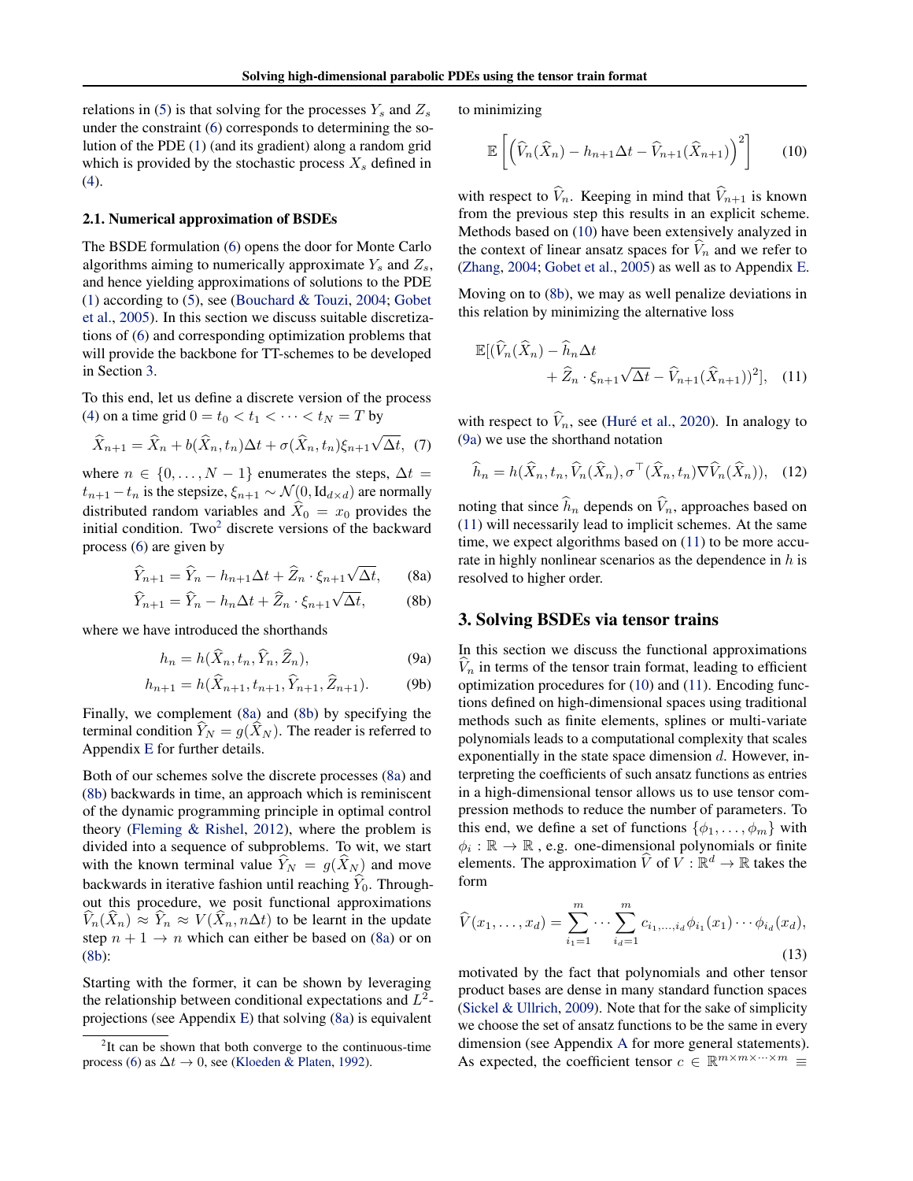relations in (5) is that solving for the processes $Y_s$ and $Z_s$ under the constraint (6) corresponds to determining the solution of the PDE (1) (and its gradient) along a random grid which is provided by the stochastic process $X_s$ defined in (4).

### 2.1. Numerical approximation of BSDEs

The BSDE formulation (6) opens the door for Monte Carlo algorithms aiming to numerically approximate $Y_s$ and $Z_s$, and hence yielding approximations of solutions to the PDE (1) according to (5), see (Bouchard & Touzi, 2004; Gobet et al., 2005). In this section we discuss suitable discretizations of (6) and corresponding optimization problems that will provide the backbone for TT-schemes to be developed in Section 3.

To this end, let us define a discrete version of the process (4) on a time grid $0 = t_0 < t_1 < \cdots < t_N = T$ by

$$\widehat{X}_{n+1} = \widehat{X}_n + b(\widehat{X}_n, t_n)\Delta t + \sigma(\widehat{X}_n, t_n)\xi_{n+1}\sqrt{\Delta t}, \quad (7)$$

where $n \in \{0, \ldots, N-1\}$ enumerates the steps, $\Delta t = t_{n+1} - t_n$ is the stepsize, $\xi_{n+1} \sim \mathcal{N}(0, \mathrm{Id}_{d\times d})$ are normally distributed random variables and $\widehat{X}_0 = x_0$ provides the initial condition. Two[2] discrete versions of the backward process (6) are given by

$$\widehat{Y}_{n+1} = \widehat{Y}_n - h_{n+1}\Delta t + \widehat{Z}_n \cdot \xi_{n+1}\sqrt{\Delta t}, \quad (8a)$$

$$\widehat{Y}_{n+1} = \widehat{Y}_n - h_n\Delta t + \widehat{Z}_n \cdot \xi_{n+1}\sqrt{\Delta t}, \quad (8b)$$

where we have introduced the shorthands

$$h_n = h(\widehat{X}_n, t_n, \widehat{Y}_n, \widehat{Z}_n), \quad (9a)$$

$$h_{n+1} = h(\widehat{X}_{n+1}, t_{n+1}, \widehat{Y}_{n+1}, \widehat{Z}_{n+1}). \quad (9b)$$

Finally, we complement (8a) and (8b) by specifying the terminal condition $\widehat{Y}_N = g(\widehat{X}_N)$. The reader is referred to Appendix E for further details.

Both of our schemes solve the discrete processes (8a) and (8b) backwards in time, an approach which is reminiscent of the dynamic programming principle in optimal control theory (Fleming & Rishel, 2012), where the problem is divided into a sequence of subproblems. To wit, we start with the known terminal value $\widehat{Y}_N = g(\widehat{X}_N)$ and move backwards in iterative fashion until reaching $\widehat{Y}_0$. Throughout this procedure, we posit functional approximations $\widehat{V}_n(\widehat{X}_n) \approx \widehat{Y}_n \approx V(\widehat{X}_n, n\Delta t)$ to be learnt in the update step $n+1 \to n$ which can either be based on (8a) or on (8b):

Starting with the former, it can be shown by leveraging the relationship between conditional expectations and $L^2$-projections (see Appendix E) that solving (8a) is equivalent to minimizing

$$\mathbb{E}\left[\left(\widehat{V}_n(\widehat{X}_n) - h_{n+1}\Delta t - \widehat{V}_{n+1}(\widehat{X}_{n+1})\right)^2\right] \quad (10)$$

with respect to $\widehat{V}_n$. Keeping in mind that $\widehat{V}_{n+1}$ is known from the previous step this results in an explicit scheme. Methods based on (10) have been extensively analyzed in the context of linear ansatz spaces for $\widehat{V}_n$ and we refer to (Zhang, 2004; Gobet et al., 2005) as well as to Appendix E.

Moving on to (8b), we may as well penalize deviations in this relation by minimizing the alternative loss

$$\mathbb{E}[(\widehat{V}_n(\widehat{X}_n) - \widehat{h}_n\Delta t + \widehat{Z}_n \cdot \xi_{n+1}\sqrt{\Delta t} - \widehat{V}_{n+1}(\widehat{X}_{n+1}))^2], \quad (11)$$

with respect to $\widehat{V}_n$, see (Huré et al., 2020). In analogy to (9a) we use the shorthand notation

$$\widehat{h}_n = h(\widehat{X}_n, t_n, \widehat{V}_n(\widehat{X}_n), \sigma^\top(\widehat{X}_n, t_n)\nabla\widehat{V}_n(\widehat{X}_n)), \quad (12)$$

noting that since $\widehat{h}_n$ depends on $\widehat{V}_n$, approaches based on (11) will necessarily lead to implicit schemes. At the same time, we expect algorithms based on (11) to be more accurate in highly nonlinear scenarios as the dependence in $h$ is resolved to higher order.

## 3. Solving BSDEs via tensor trains

In this section we discuss the functional approximations $\widehat{V}_n$ in terms of the tensor train format, leading to efficient optimization procedures for (10) and (11). Encoding functions defined on high-dimensional spaces using traditional methods such as finite elements, splines or multi-variate polynomials leads to a computational complexity that scales exponentially in the state space dimension $d$. However, interpreting the coefficients of such ansatz functions as entries in a high-dimensional tensor allows us to use tensor compression methods to reduce the number of parameters. To this end, we define a set of functions $\{\phi_1, \ldots, \phi_m\}$ with $\phi_i : \mathbb{R} \to \mathbb{R}$ , e.g. one-dimensional polynomials or finite elements. The approximation $\widehat{V}$ of $V : \mathbb{R}^d \to \mathbb{R}$ takes the form

$$\widehat{V}(x_1, \ldots, x_d) = \sum_{i_1=1}^{m} \cdots \sum_{i_d=1}^{m} c_{i_1,\ldots,i_d}\phi_{i_1}(x_1)\cdots\phi_{i_d}(x_d), \quad (13)$$

motivated by the fact that polynomials and other tensor product bases are dense in many standard function spaces (Sickel & Ullrich, 2009). Note that for the sake of simplicity we choose the set of ansatz functions to be the same in every dimension (see Appendix A for more general statements). As expected, the coefficient tensor $c \in \mathbb{R}^{m\times m\times\cdots\times m} \equiv$

[2] It can be shown that both converge to the continuous-time process (6) as $\Delta t \to 0$, see (Kloeden & Platen, 1992).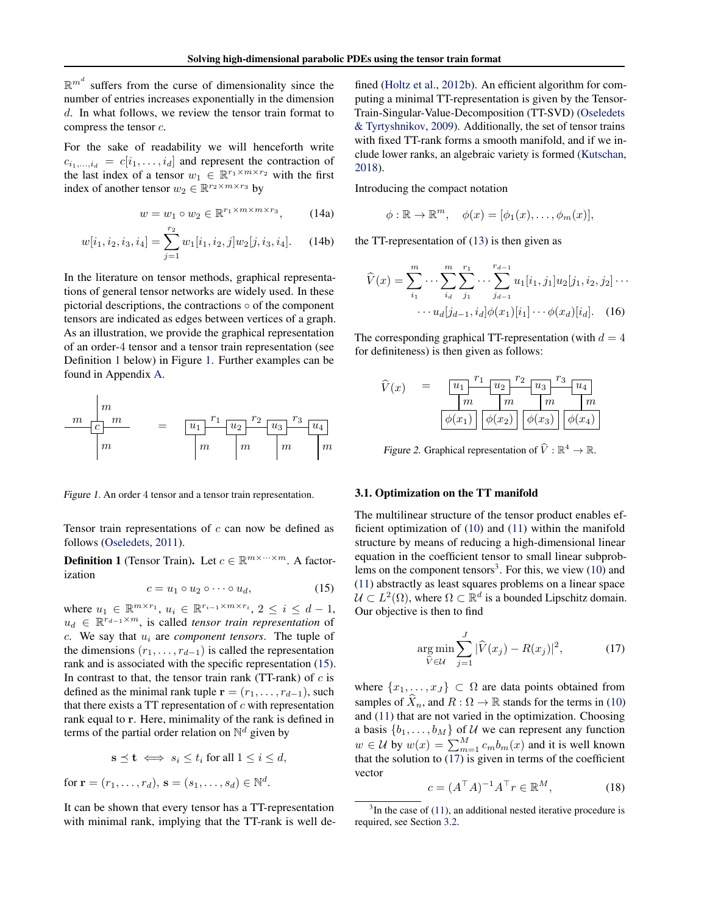$\mathbb{R}^{m^d}$ suffers from the curse of dimensionality since the number of entries increases exponentially in the dimension $d$. In what follows, we review the tensor train format to compress the tensor $c$.

For the sake of readability we will henceforth write $c_{i_1,\dots,i_d} = c[i_1,\dots,i_d]$ and represent the contraction of the last index of a tensor $w_1 \in \mathbb{R}^{r_1\times m\times r_2}$ with the first index of another tensor $w_2 \in \mathbb{R}^{r_2\times m\times r_3}$ by

$$w = w_1 \circ w_2 \in \mathbb{R}^{r_1\times m\times m\times r_3}, \tag{14a}$$

$$w[i_1,i_2,i_3,i_4] = \sum_{j=1}^{r_2} w_1[i_1,i_2,j]w_2[j,i_3,i_4]. \tag{14b}$$

In the literature on tensor methods, graphical representations of general tensor networks are widely used. In these pictorial descriptions, the contractions $\circ$ of the component tensors are indicated as edges between vertices of a graph. As an illustration, we provide the graphical representation of an order-4 tensor and a tensor train representation (see Definition 1 below) in Figure 1. Further examples can be found in Appendix A.

*Figure 1.* An order 4 tensor and a tensor train representation.

Tensor train representations of $c$ can now be defined as follows (Oseledets, 2011).

**Definition 1** (Tensor Train)**.** Let $c \in \mathbb{R}^{m\times\cdots\times m}$. A factorization

$$c = u_1 \circ u_2 \circ \cdots \circ u_d, \tag{15}$$

where $u_1 \in \mathbb{R}^{m\times r_1}$, $u_i \in \mathbb{R}^{r_{i-1}\times m\times r_i}$, $2 \le i \le d-1$, $u_d \in \mathbb{R}^{r_{d-1}\times m}$, is called *tensor train representation* of $c$. We say that $u_i$ are *component tensors*. The tuple of the dimensions $(r_1,\dots,r_{d-1})$ is called the representation rank and is associated with the specific representation (15). In contrast to that, the tensor train rank (TT-rank) of $c$ is defined as the minimal rank tuple $\mathbf{r} = (r_1,\dots,r_{d-1})$, such that there exists a TT representation of $c$ with representation rank equal to $\mathbf{r}$. Here, minimality of the rank is defined in terms of the partial order relation on $\mathbb{N}^d$ given by

$$\mathbf{s} \preceq \mathbf{t} \iff s_i \le t_i \text{ for all } 1 \le i \le d,$$

for $\mathbf{r} = (r_1,\dots,r_d)$, $\mathbf{s} = (s_1,\dots,s_d) \in \mathbb{N}^d$.

It can be shown that every tensor has a TT-representation with minimal rank, implying that the TT-rank is well defined (Holtz et al., 2012b). An efficient algorithm for computing a minimal TT-representation is given by the Tensor-Train-Singular-Value-Decomposition (TT-SVD) (Oseledets & Tyrtyshnikov, 2009). Additionally, the set of tensor trains with fixed TT-rank forms a smooth manifold, and if we include lower ranks, an algebraic variety is formed (Kutschan, 2018).

Introducing the compact notation

$$\phi : \mathbb{R} \to \mathbb{R}^m, \quad \phi(x) = [\phi_1(x),\dots,\phi_m(x)],$$

the TT-representation of (13) is then given as

$$\widehat{V}(x) = \sum_{i_1}^{m}\cdots\sum_{i_d}^{m}\sum_{j_1}^{r_1}\cdots\sum_{j_{d-1}}^{r_{d-1}} u_1[i_1,j_1]u_2[j_1,i_2,j_2]\cdots \cdots u_d[j_{d-1},i_d]\phi(x_1)[i_1]\cdots\phi(x_d)[i_d]. \tag{16}$$

The corresponding graphical TT-representation (with $d = 4$ for definiteness) is then given as follows:

*Figure 2.* Graphical representation of $\widehat{V} : \mathbb{R}^4 \to \mathbb{R}$.

### 3.1. Optimization on the TT manifold

The multilinear structure of the tensor product enables efficient optimization of (10) and (11) within the manifold structure by means of reducing a high-dimensional linear equation in the coefficient tensor to small linear subproblems on the component tensors[3]. For this, we view (10) and (11) abstractly as least squares problems on a linear space $\mathcal{U} \subset L^2(\Omega)$, where $\Omega \subset \mathbb{R}^d$ is a bounded Lipschitz domain. Our objective is then to find

$$\underset{\widehat{V}\in\mathcal{U}}{\arg\min} \sum_{j=1}^{J} |\widehat{V}(x_j) - R(x_j)|^2, \tag{17}$$

where $\{x_1,\dots,x_J\} \subset \Omega$ are data points obtained from samples of $\widehat{X}_n$, and $R : \Omega \to \mathbb{R}$ stands for the terms in (10) and (11) that are not varied in the optimization. Choosing a basis $\{b_1,\dots,b_M\}$ of $\mathcal{U}$ we can represent any function $w \in \mathcal{U}$ by $w(x) = \sum_{m=1}^{M} c_m b_m(x)$ and it is well known that the solution to (17) is given in terms of the coefficient vector

$$c = (A^\top A)^{-1}A^\top r \in \mathbb{R}^M, \tag{18}$$

[3] In the case of (11), an additional nested iterative procedure is required, see Section 3.2.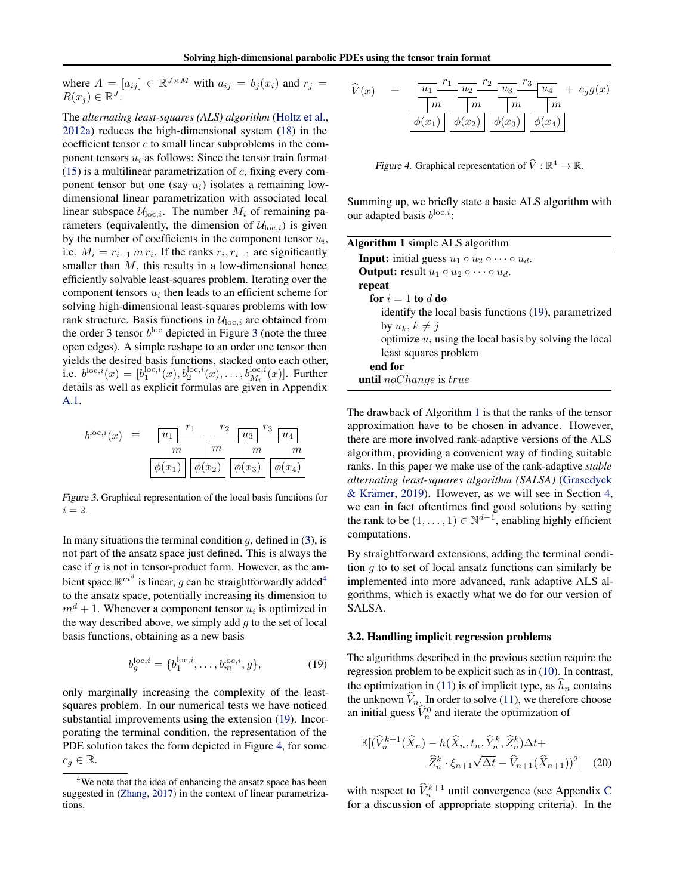where $A = [a_{ij}] \in \mathbb{R}^{J \times M}$ with $a_{ij} = b_j(x_i)$ and $r_j = R(x_j) \in \mathbb{R}^J$.

The *alternating least-squares (ALS) algorithm* (Holtz et al., 2012a) reduces the high-dimensional system (18) in the coefficient tensor $c$ to small linear subproblems in the component tensors $u_i$ as follows: Since the tensor train format (15) is a multilinear parametrization of $c$, fixing every component tensor but one (say $u_i$) isolates a remaining low-dimensional linear parametrization with associated local linear subspace $\mathcal{U}_{\text{loc},i}$. The number $M_i$ of remaining parameters (equivalently, the dimension of $\mathcal{U}_{\text{loc},i}$) is given by the number of coefficients in the component tensor $u_i$, i.e. $M_i = r_{i-1}\, m\, r_i$. If the ranks $r_i, r_{i-1}$ are significantly smaller than $M$, this results in a low-dimensional hence efficiently solvable least-squares problem. Iterating over the component tensors $u_i$ then leads to an efficient scheme for solving high-dimensional least-squares problems with low rank structure. Basis functions in $\mathcal{U}_{\text{loc},i}$ are obtained from the order 3 tensor $b^{\text{loc}}$ depicted in Figure 3 (note the three open edges). A simple reshape to an order one tensor then yields the desired basis functions, stacked onto each other, i.e. $b^{\text{loc},i}(x) = [b_1^{\text{loc},i}(x), b_2^{\text{loc},i}(x), \ldots, b_{M_i}^{\text{loc},i}(x)]$. Further details as well as explicit formulas are given in Appendix A.1.

Figure 3. Graphical representation of the local basis functions for $i = 2$.

In many situations the terminal condition $g$, defined in (3), is not part of the ansatz space just defined. This is always the case if $g$ is not in tensor-product form. However, as the ambient space $\mathbb{R}^{m^d}$ is linear, $g$ can be straightforwardly added[4] to the ansatz space, potentially increasing its dimension to $m^d + 1$. Whenever a component tensor $u_i$ is optimized in the way described above, we simply add $g$ to the set of local basis functions, obtaining as a new basis

$$b_g^{\text{loc},i} = \{b_1^{\text{loc},i}, \ldots, b_m^{\text{loc},i}, g\}, \tag{19}$$

only marginally increasing the complexity of the least-squares problem. In our numerical tests we have noticed substantial improvements using the extension (19). Incorporating the terminal condition, the representation of the PDE solution takes the form depicted in Figure 4, for some $c_g \in \mathbb{R}$.

[4] We note that the idea of enhancing the ansatz space has been suggested in (Zhang, 2017) in the context of linear parametrizations.

Figure 4. Graphical representation of $\widehat{V} : \mathbb{R}^4 \to \mathbb{R}$.

Summing up, we briefly state a basic ALS algorithm with our adapted basis $b^{\text{loc},i}$:

**Algorithm 1** simple ALS algorithm

**Input:** initial guess $u_1 \circ u_2 \circ \cdots \circ u_d$.
**Output:** result $u_1 \circ u_2 \circ \cdots \circ u_d$.
**repeat**
  **for** $i = 1$ **to** $d$ **do**
    identify the local basis functions (19), parametrized by $u_k$, $k \neq j$
    optimize $u_i$ using the local basis by solving the local least squares problem
  **end for**
**until** *noChange* is *true*

The drawback of Algorithm 1 is that the ranks of the tensor approximation have to be chosen in advance. However, there are more involved rank-adaptive versions of the ALS algorithm, providing a convenient way of finding suitable ranks. In this paper we make use of the rank-adaptive *stable alternating least-squares algorithm (SALSA)* (Grasedyck & Krämer, 2019). However, as we will see in Section 4, we can in fact oftentimes find good solutions by setting the rank to be $(1, \ldots, 1) \in \mathbb{N}^{d-1}$, enabling highly efficient computations.

By straightforward extensions, adding the terminal condition $g$ to to set of local ansatz functions can similarly be implemented into more advanced, rank adaptive ALS algorithms, which is exactly what we do for our version of SALSA.

### 3.2. Handling implicit regression problems

The algorithms described in the previous section require the regression problem to be explicit such as in (10). In contrast, the optimization in (11) is of implicit type, as $\widehat{h}_n$ contains the unknown $\widehat{V}_n$. In order to solve (11), we therefore choose an initial guess $\widehat{V}_n^0$ and iterate the optimization of

$$\mathbb{E}[(\widehat{V}_n^{k+1}(\widehat{X}_n) - h(\widehat{X}_n, t_n, \widehat{Y}_n^k, \widehat{Z}_n^k)\Delta t + \widehat{Z}_n^k \cdot \xi_{n+1}\sqrt{\Delta t} - \widehat{V}_{n+1}(\widehat{X}_{n+1}))^2] \tag{20}$$

with respect to $\widehat{V}_n^{k+1}$ until convergence (see Appendix C for a discussion of appropriate stopping criteria). In the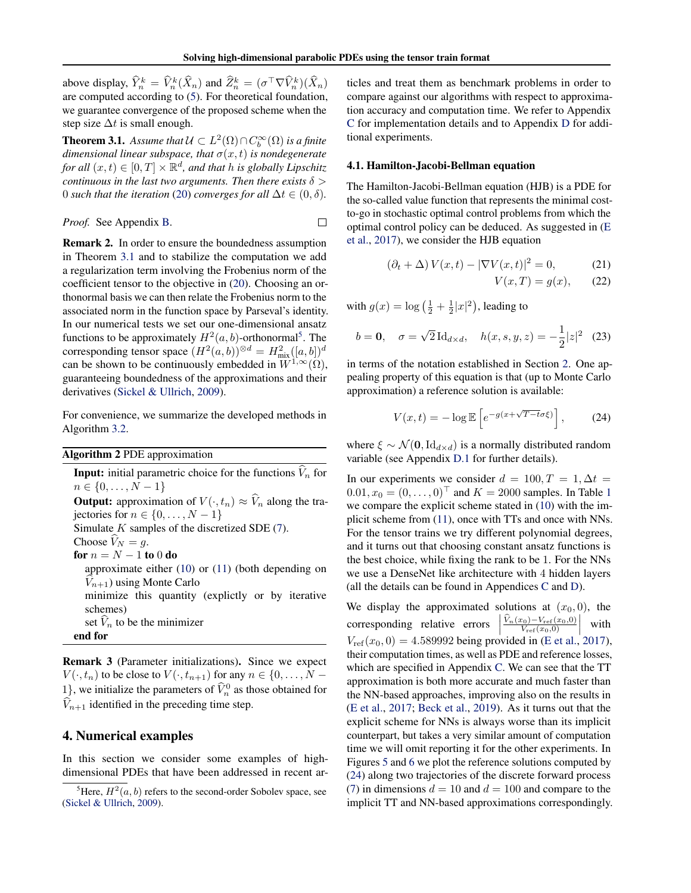above display, $\widehat{Y}_n^k = \widehat{V}_n^k(\widehat{X}_n)$ and $\widehat{Z}_n^k = (\sigma^\top \nabla \widehat{V}_n^k)(\widehat{X}_n)$ are computed according to (5). For theoretical foundation, we guarantee convergence of the proposed scheme when the step size $\Delta t$ is small enough.

**Theorem 3.1.** *Assume that $\mathcal{U} \subset L^2(\Omega) \cap C_b^\infty(\Omega)$ is a finite dimensional linear subspace, that $\sigma(x,t)$ is nondegenerate for all $(x,t) \in [0,T] \times \mathbb{R}^d$, and that $h$ is globally Lipschitz continuous in the last two arguments. Then there exists $\delta > 0$ such that the iteration (20) converges for all $\Delta t \in (0, \delta)$.*

*Proof.* See Appendix B. □

**Remark 2.** In order to ensure the boundedness assumption in Theorem 3.1 and to stabilize the computation we add a regularization term involving the Frobenius norm of the coefficient tensor to the objective in (20). Choosing an orthonormal basis we can then relate the Frobenius norm to the associated norm in the function space by Parseval's identity. In our numerical tests we set our one-dimensional ansatz functions to be approximately $H^2(a,b)$-orthonormal[5]. The corresponding tensor space $(H^2(a,b))^{\otimes d} = H^2_{\text{mix}}([a,b])^d$ can be shown to be continuously embedded in $W^{1,\infty}(\Omega)$, guaranteeing boundedness of the approximations and their derivatives (Sickel & Ullrich, 2009).

For convenience, we summarize the developed methods in Algorithm 3.2.

---

**Algorithm 2** PDE approximation

---

**Input:** initial parametric choice for the functions $\widehat{V}_n$ for $n \in \{0, \ldots, N-1\}$
**Output:** approximation of $V(\cdot, t_n) \approx \widehat{V}_n$ along the trajectories for $n \in \{0, \ldots, N-1\}$
Simulate $K$ samples of the discretized SDE (7).
Choose $\widehat{V}_N = g$.
**for** $n = N-1$ **to** $0$ **do**
  approximate either (10) or (11) (both depending on $\widehat{V}_{n+1}$) using Monte Carlo
  minimize this quantity (explictly or by iterative schemes)
  set $\widehat{V}_n$ to be the minimizer
**end for**

---

**Remark 3** (Parameter initializations)**.** Since we expect $V(\cdot, t_n)$ to be close to $V(\cdot, t_{n+1})$ for any $n \in \{0, \ldots, N-1\}$, we initialize the parameters of $\widehat{V}_n^0$ as those obtained for $\widehat{V}_{n+1}$ identified in the preceding time step.

## 4. Numerical examples

In this section we consider some examples of high-dimensional PDEs that have been addressed in recent articles and treat them as benchmark problems in order to compare against our algorithms with respect to approximation accuracy and computation time. We refer to Appendix C for implementation details and to Appendix D for additional experiments.

### 4.1. Hamilton-Jacobi-Bellman equation

The Hamilton-Jacobi-Bellman equation (HJB) is a PDE for the so-called value function that represents the minimal cost-to-go in stochastic optimal control problems from which the optimal control policy can be deduced. As suggested in (E et al., 2017), we consider the HJB equation

$$(\partial_t + \Delta) V(x,t) - |\nabla V(x,t)|^2 = 0, \tag{21}$$

$$V(x,T) = g(x), \tag{22}$$

with $g(x) = \log\left(\frac{1}{2} + \frac{1}{2}|x|^2\right)$, leading to

$$b = \mathbf{0}, \quad \sigma = \sqrt{2}\,\mathrm{Id}_{d\times d}, \quad h(x,s,y,z) = -\frac{1}{2}|z|^2 \tag{23}$$

in terms of the notation established in Section 2. One appealing property of this equation is that (up to Monte Carlo approximation) a reference solution is available:

$$V(x,t) = -\log \mathbb{E}\left[e^{-g(x+\sqrt{T-t}\sigma\xi)}\right], \tag{24}$$

where $\xi \sim \mathcal{N}(\mathbf{0}, \mathrm{Id}_{d\times d})$ is a normally distributed random variable (see Appendix D.1 for further details).

In our experiments we consider $d = 100, T = 1, \Delta t = 0.01, x_0 = (0, \ldots, 0)^\top$ and $K = 2000$ samples. In Table 1 we compare the explicit scheme stated in (10) with the implicit scheme from (11), once with TTs and once with NNs. For the tensor trains we try different polynomial degrees, and it turns out that choosing constant ansatz functions is the best choice, while fixing the rank to be 1. For the NNs we use a DenseNet like architecture with 4 hidden layers (all the details can be found in Appendices C and D).

We display the approximated solutions at $(x_0, 0)$, the corresponding relative errors $\left|\frac{\widehat{V}_n(x_0) - V_{\text{ref}}(x_0,0)}{V_{\text{ref}}(x_0,0)}\right|$ with $V_{\text{ref}}(x_0, 0) = 4.589992$ being provided in (E et al., 2017), their computation times, as well as PDE and reference losses, which are specified in Appendix C. We can see that the TT approximation is both more accurate and much faster than the NN-based approaches, improving also on the results in (E et al., 2017; Beck et al., 2019). As it turns out that the explicit scheme for NNs is always worse than its implicit counterpart, but takes a very similar amount of computation time we will omit reporting it for the other experiments. In Figures 5 and 6 we plot the reference solutions computed by (24) along two trajectories of the discrete forward process (7) in dimensions $d = 10$ and $d = 100$ and compare to the implicit TT and NN-based approximations correspondingly.

---

[5] Here, $H^2(a,b)$ refers to the second-order Sobolev space, see (Sickel & Ullrich, 2009).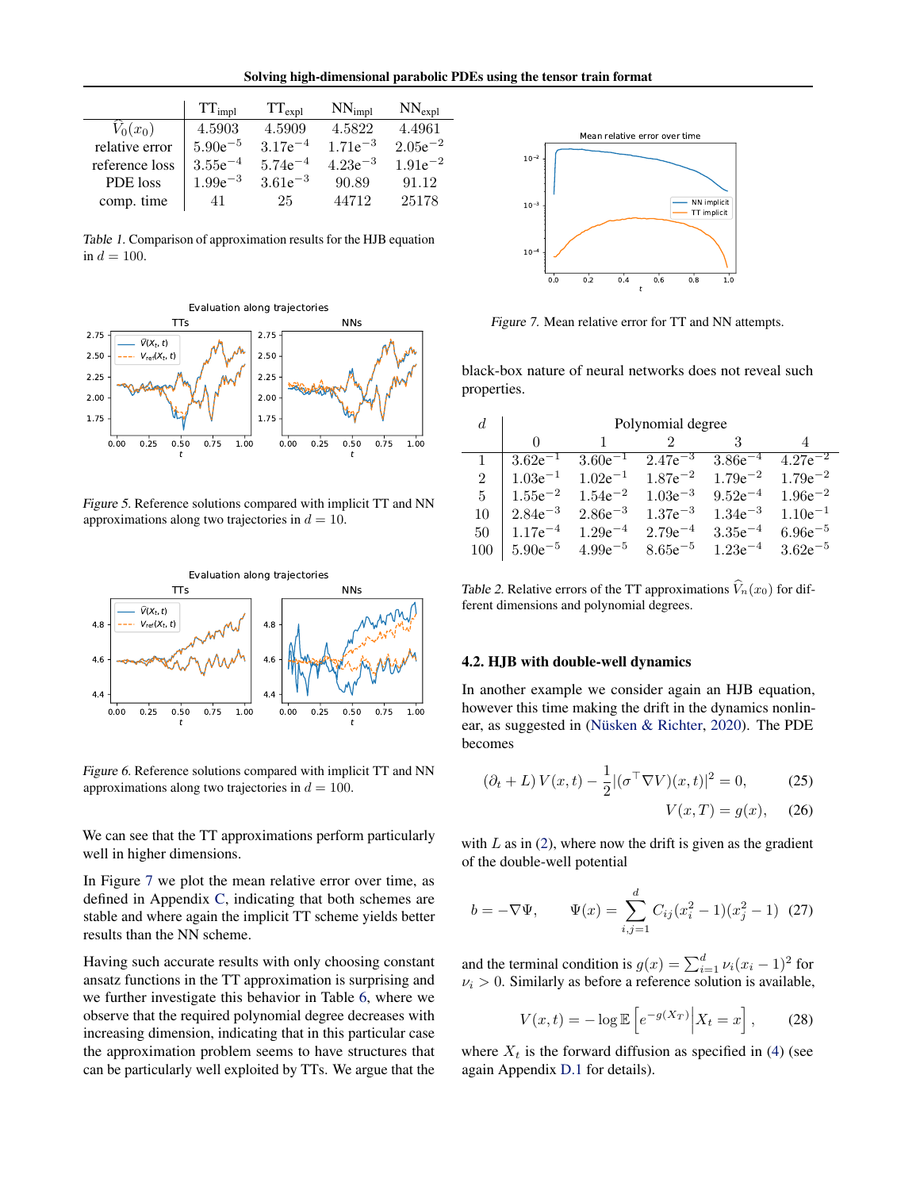|  | $\text{TT}_{\text{impl}}$ | $\text{TT}_{\text{expl}}$ | $\text{NN}_{\text{impl}}$ | $\text{NN}_{\text{expl}}$ |
|---|---|---|---|---|
| $\widehat{V}_0(x_0)$ | 4.5903 | 4.5909 | 4.5822 | 4.4961 |
| relative error | $5.90\text{e}^{-5}$ | $3.17\text{e}^{-4}$ | $1.71\text{e}^{-3}$ | $2.05\text{e}^{-2}$ |
| reference loss | $3.55\text{e}^{-4}$ | $5.74\text{e}^{-4}$ | $4.23\text{e}^{-3}$ | $1.91\text{e}^{-2}$ |
| PDE loss | $1.99\text{e}^{-3}$ | $3.61\text{e}^{-3}$ | 90.89 | 91.12 |
| comp. time | 41 | 25 | 44712 | 25178 |

*Table 1.* Comparison of approximation results for the HJB equation in $d = 100$.

*Figure 5.* Reference solutions compared with implicit TT and NN approximations along two trajectories in $d = 10$.

*Figure 6.* Reference solutions compared with implicit TT and NN approximations along two trajectories in $d = 100$.

We can see that the TT approximations perform particularly well in higher dimensions.

In Figure 7 we plot the mean relative error over time, as defined in Appendix C, indicating that both schemes are stable and where again the implicit TT scheme yields better results than the NN scheme.

Having such accurate results with only choosing constant ansatz functions in the TT approximation is surprising and we further investigate this behavior in Table 6, where we observe that the required polynomial degree decreases with increasing dimension, indicating that in this particular case the approximation problem seems to have structures that can be particularly well exploited by TTs. We argue that the

*Figure 7.* Mean relative error for TT and NN attempts.

black-box nature of neural networks does not reveal such properties.

| $d$ | Polynomial degree | | | | |
|---|---|---|---|---|---|
|  | 0 | 1 | 2 | 3 | 4 |
| 1 | $3.62\text{e}^{-1}$ | $3.60\text{e}^{-1}$ | $2.47\text{e}^{-3}$ | $3.86\text{e}^{-4}$ | $4.27\text{e}^{-2}$ |
| 2 | $1.03\text{e}^{-1}$ | $1.02\text{e}^{-1}$ | $1.87\text{e}^{-2}$ | $1.79\text{e}^{-2}$ | $1.79\text{e}^{-2}$ |
| 5 | $1.55\text{e}^{-2}$ | $1.54\text{e}^{-2}$ | $1.03\text{e}^{-3}$ | $9.52\text{e}^{-4}$ | $1.96\text{e}^{-2}$ |
| 10 | $2.84\text{e}^{-3}$ | $2.86\text{e}^{-3}$ | $1.37\text{e}^{-3}$ | $1.34\text{e}^{-3}$ | $1.10\text{e}^{-1}$ |
| 50 | $1.17\text{e}^{-4}$ | $1.29\text{e}^{-4}$ | $2.79\text{e}^{-4}$ | $3.35\text{e}^{-4}$ | $6.96\text{e}^{-5}$ |
| 100 | $5.90\text{e}^{-5}$ | $4.99\text{e}^{-5}$ | $8.65\text{e}^{-5}$ | $1.23\text{e}^{-4}$ | $3.62\text{e}^{-5}$ |

*Table 2.* Relative errors of the TT approximations $\widehat{V}_n(x_0)$ for different dimensions and polynomial degrees.

### 4.2. HJB with double-well dynamics

In another example we consider again an HJB equation, however this time making the drift in the dynamics nonlinear, as suggested in (Nüsken & Richter, 2020). The PDE becomes

$$(\partial_t + L)\, V(x,t) - \frac{1}{2}|(\sigma^\top \nabla V)(x,t)|^2 = 0, \tag{25}$$

$$V(x,T) = g(x), \tag{26}$$

with $L$ as in (2), where now the drift is given as the gradient of the double-well potential

$$b = -\nabla \Psi, \qquad \Psi(x) = \sum_{i,j=1}^{d} C_{ij}(x_i^2 - 1)(x_j^2 - 1) \tag{27}$$

and the terminal condition is $g(x) = \sum_{i=1}^{d} \nu_i (x_i - 1)^2$ for $\nu_i > 0$. Similarly as before a reference solution is available,

$$V(x,t) = -\log \mathbb{E}\left[ e^{-g(X_T)} \middle| X_t = x \right], \tag{28}$$

where $X_t$ is the forward diffusion as specified in (4) (see again Appendix D.1 for details).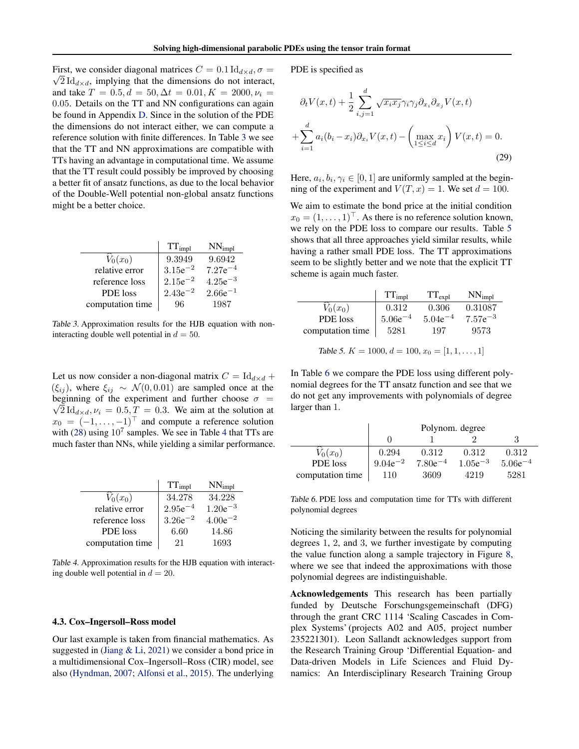First, we consider diagonal matrices $C = 0.1\,\mathrm{Id}_{d\times d}, \sigma = \sqrt{2}\,\mathrm{Id}_{d\times d}$, implying that the dimensions do not interact, and take $T = 0.5, d = 50, \Delta t = 0.01, K = 2000, \nu_i = 0.05$. Details on the TT and NN configurations can again be found in Appendix D. Since in the solution of the PDE the dimensions do not interact either, we can compute a reference solution with finite differences. In Table 3 we see that the TT and NN approximations are compatible with TTs having an advantage in computational time. We assume that the TT result could possibly be improved by choosing a better fit of ansatz functions, as due to the local behavior of the Double-Well potential non-global ansatz functions might be a better choice.

| | $\mathrm{TT}_{\mathrm{impl}}$ | $\mathrm{NN}_{\mathrm{impl}}$ |
|---|---|---|
| $\widehat{V}_0(x_0)$ | 9.3949 | 9.6942 |
| relative error | $3.15\mathrm{e}^{-2}$ | $7.27\mathrm{e}^{-4}$ |
| reference loss | $2.15\mathrm{e}^{-2}$ | $4.25\mathrm{e}^{-3}$ |
| PDE loss | $2.43\mathrm{e}^{-2}$ | $2.66\mathrm{e}^{-1}$ |
| computation time | 96 | 1987 |

*Table 3.* Approximation results for the HJB equation with non-interacting double well potential in $d = 50$.

Let us now consider a non-diagonal matrix $C = \mathrm{Id}_{d\times d} + (\xi_{ij})$, where $\xi_{ij} \sim \mathcal{N}(0, 0.01)$ are sampled once at the beginning of the experiment and further choose $\sigma = \sqrt{2}\,\mathrm{Id}_{d\times d}, \nu_i = 0.5, T = 0.3$. We aim at the solution at $x_0 = (-1, \ldots, -1)^\top$ and compute a reference solution with (28) using $10^7$ samples. We see in Table 4 that TTs are much faster than NNs, while yielding a similar performance.

| | $\mathrm{TT}_{\mathrm{impl}}$ | $\mathrm{NN}_{\mathrm{impl}}$ |
|---|---|---|
| $\widehat{V}_0(x_0)$ | 34.278 | 34.228 |
| relative error | $2.95\mathrm{e}^{-4}$ | $1.20\mathrm{e}^{-3}$ |
| reference loss | $3.26\mathrm{e}^{-2}$ | $4.00\mathrm{e}^{-2}$ |
| PDE loss | 6.60 | 14.86 |
| computation time | 21 | 1693 |

*Table 4.* Approximation results for the HJB equation with interacting double well potential in $d = 20$.

### 4.3. Cox–Ingersoll–Ross model

Our last example is taken from financial mathematics. As suggested in (Jiang & Li, 2021) we consider a bond price in a multidimensional Cox–Ingersoll–Ross (CIR) model, see also (Hyndman, 2007; Alfonsi et al., 2015). The underlying PDE is specified as

$$
\partial_t V(x,t) + \frac{1}{2}\sum_{i,j=1}^{d} \sqrt{x_i x_j}\,\gamma_i \gamma_j \partial_{x_i}\partial_{x_j} V(x,t) + \sum_{i=1}^{d} a_i(b_i - x_i)\partial_{x_i} V(x,t) - \left(\max_{1\le i\le d} x_i\right) V(x,t) = 0. \tag{29}
$$

Here, $a_i, b_i, \gamma_i \in [0,1]$ are uniformly sampled at the beginning of the experiment and $V(T,x) = 1$. We set $d = 100$.

We aim to estimate the bond price at the initial condition $x_0 = (1, \ldots, 1)^\top$. As there is no reference solution known, we rely on the PDE loss to compare our results. Table 5 shows that all three approaches yield similar results, while having a rather small PDE loss. The TT approximations seem to be slightly better and we note that the explicit TT scheme is again much faster.

| | $\mathrm{TT}_{\mathrm{impl}}$ | $\mathrm{TT}_{\mathrm{expl}}$ | $\mathrm{NN}_{\mathrm{impl}}$ |
|---|---|---|---|
| $\widehat{V}_0(x_0)$ | 0.312 | 0.306 | 0.31087 |
| PDE loss | $5.06\mathrm{e}^{-4}$ | $5.04\mathrm{e}^{-4}$ | $7.57\mathrm{e}^{-3}$ |
| computation time | 5281 | 197 | 9573 |

*Table 5.* $K = 1000$, $d = 100$, $x_0 = [1, 1, \ldots, 1]$

In Table 6 we compare the PDE loss using different polynomial degrees for the TT ansatz function and see that we do not get any improvements with polynomials of degree larger than 1.

| | Polynom. degree | | | |
|---|---|---|---|---|
| | 0 | 1 | 2 | 3 |
| $\widehat{V}_0(x_0)$ | 0.294 | 0.312 | 0.312 | 0.312 |
| PDE loss | $9.04\mathrm{e}^{-2}$ | $7.80\mathrm{e}^{-4}$ | $1.05\mathrm{e}^{-3}$ | $5.06\mathrm{e}^{-4}$ |
| computation time | 110 | 3609 | 4219 | 5281 |

*Table 6.* PDE loss and computation time for TTs with different polynomial degrees

Noticing the similarity between the results for polynomial degrees 1, 2, and 3, we further investigate by computing the value function along a sample trajectory in Figure 8, where we see that indeed the approximations with those polynomial degrees are indistinguishable.

**Acknowledgements** This research has been partially funded by Deutsche Forschungsgemeinschaft (DFG) through the grant CRC 1114 'Scaling Cascades in Complex Systems' (projects A02 and A05, project number 235221301). Leon Sallandt acknowledges support from the Research Training Group 'Differential Equation- and Data-driven Models in Life Sciences and Fluid Dynamics: An Interdisciplinary Research Training Group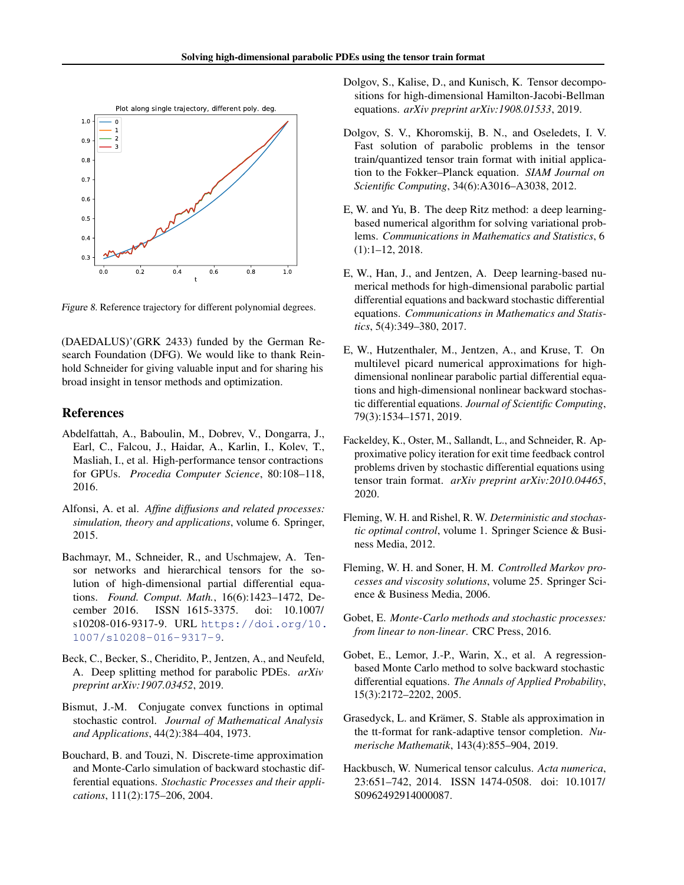Figure 8. Reference trajectory for different polynomial degrees.

(DAEDALUS)'(GRK 2433) funded by the German Research Foundation (DFG). We would like to thank Reinhold Schneider for giving valuable input and for sharing his broad insight in tensor methods and optimization.

## References

Abdelfattah, A., Baboulin, M., Dobrev, V., Dongarra, J., Earl, C., Falcou, J., Haidar, A., Karlin, I., Kolev, T., Masliah, I., et al. High-performance tensor contractions for GPUs. *Procedia Computer Science*, 80:108–118, 2016.

Alfonsi, A. et al. *Affine diffusions and related processes: simulation, theory and applications*, volume 6. Springer, 2015.

Bachmayr, M., Schneider, R., and Uschmajew, A. Tensor networks and hierarchical tensors for the solution of high-dimensional partial differential equations. *Found. Comput. Math.*, 16(6):1423–1472, December 2016. ISSN 1615-3375. doi: 10.1007/s10208-016-9317-9. URL https://doi.org/10.1007/s10208-016-9317-9.

Beck, C., Becker, S., Cheridito, P., Jentzen, A., and Neufeld, A. Deep splitting method for parabolic PDEs. *arXiv preprint arXiv:1907.03452*, 2019.

Bismut, J.-M. Conjugate convex functions in optimal stochastic control. *Journal of Mathematical Analysis and Applications*, 44(2):384–404, 1973.

Bouchard, B. and Touzi, N. Discrete-time approximation and Monte-Carlo simulation of backward stochastic differential equations. *Stochastic Processes and their applications*, 111(2):175–206, 2004.

Dolgov, S., Kalise, D., and Kunisch, K. Tensor decompositions for high-dimensional Hamilton-Jacobi-Bellman equations. *arXiv preprint arXiv:1908.01533*, 2019.

Dolgov, S. V., Khoromskij, B. N., and Oseledets, I. V. Fast solution of parabolic problems in the tensor train/quantized tensor train format with initial application to the Fokker–Planck equation. *SIAM Journal on Scientific Computing*, 34(6):A3016–A3038, 2012.

E, W. and Yu, B. The deep Ritz method: a deep learning-based numerical algorithm for solving variational problems. *Communications in Mathematics and Statistics*, 6 (1):1–12, 2018.

E, W., Han, J., and Jentzen, A. Deep learning-based numerical methods for high-dimensional parabolic partial differential equations and backward stochastic differential equations. *Communications in Mathematics and Statistics*, 5(4):349–380, 2017.

E, W., Hutzenthaler, M., Jentzen, A., and Kruse, T. On multilevel picard numerical approximations for high-dimensional nonlinear parabolic partial differential equations and high-dimensional nonlinear backward stochastic differential equations. *Journal of Scientific Computing*, 79(3):1534–1571, 2019.

Fackeldey, K., Oster, M., Sallandt, L., and Schneider, R. Approximative policy iteration for exit time feedback control problems driven by stochastic differential equations using tensor train format. *arXiv preprint arXiv:2010.04465*, 2020.

Fleming, W. H. and Rishel, R. W. *Deterministic and stochastic optimal control*, volume 1. Springer Science & Business Media, 2012.

Fleming, W. H. and Soner, H. M. *Controlled Markov processes and viscosity solutions*, volume 25. Springer Science & Business Media, 2006.

Gobet, E. *Monte-Carlo methods and stochastic processes: from linear to non-linear*. CRC Press, 2016.

Gobet, E., Lemor, J.-P., Warin, X., et al. A regression-based Monte Carlo method to solve backward stochastic differential equations. *The Annals of Applied Probability*, 15(3):2172–2202, 2005.

Grasedyck, L. and Krämer, S. Stable als approximation in the tt-format for rank-adaptive tensor completion. *Numerische Mathematik*, 143(4):855–904, 2019.

Hackbusch, W. Numerical tensor calculus. *Acta numerica*, 23:651–742, 2014. ISSN 1474-0508. doi: 10.1017/S0962492914000087.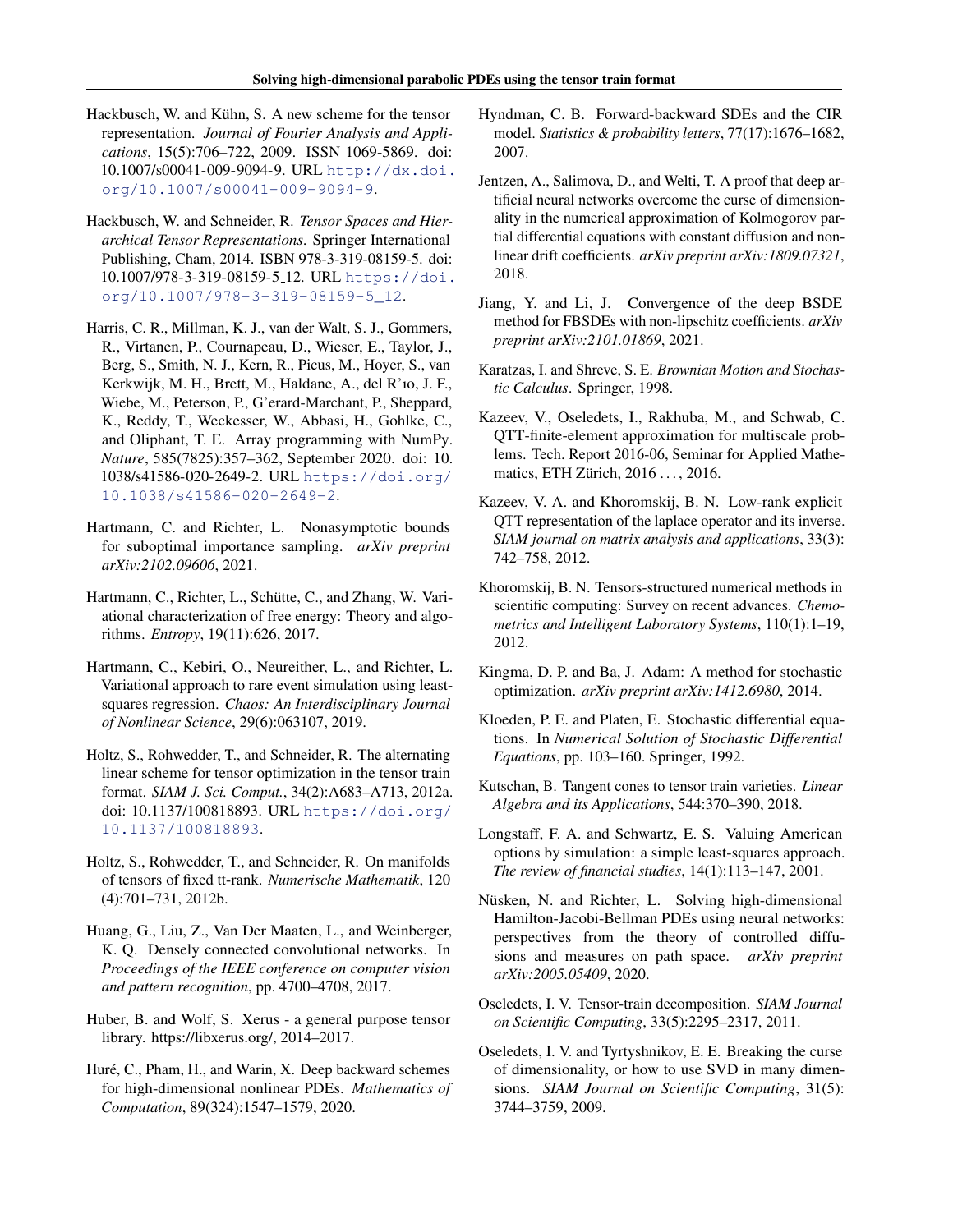Hackbusch, W. and Kühn, S. A new scheme for the tensor representation. *Journal of Fourier Analysis and Applications*, 15(5):706–722, 2009. ISSN 1069-5869. doi: 10.1007/s00041-009-9094-9. URL http://dx.doi.org/10.1007/s00041-009-9094-9.

Hackbusch, W. and Schneider, R. *Tensor Spaces and Hierarchical Tensor Representations*. Springer International Publishing, Cham, 2014. ISBN 978-3-319-08159-5. doi: 10.1007/978-3-319-08159-5_12. URL https://doi.org/10.1007/978-3-319-08159-5_12.

Harris, C. R., Millman, K. J., van der Walt, S. J., Gommers, R., Virtanen, P., Cournapeau, D., Wieser, E., Taylor, J., Berg, S., Smith, N. J., Kern, R., Picus, M., Hoyer, S., van Kerkwijk, M. H., Brett, M., Haldane, A., del R'ıo, J. F., Wiebe, M., Peterson, P., G'erard-Marchant, P., Sheppard, K., Reddy, T., Weckesser, W., Abbasi, H., Gohlke, C., and Oliphant, T. E. Array programming with NumPy. *Nature*, 585(7825):357–362, September 2020. doi: 10.1038/s41586-020-2649-2. URL https://doi.org/10.1038/s41586-020-2649-2.

Hartmann, C. and Richter, L. Nonasymptotic bounds for suboptimal importance sampling. *arXiv preprint arXiv:2102.09606*, 2021.

Hartmann, C., Richter, L., Schütte, C., and Zhang, W. Variational characterization of free energy: Theory and algorithms. *Entropy*, 19(11):626, 2017.

Hartmann, C., Kebiri, O., Neureither, L., and Richter, L. Variational approach to rare event simulation using least-squares regression. *Chaos: An Interdisciplinary Journal of Nonlinear Science*, 29(6):063107, 2019.

Holtz, S., Rohwedder, T., and Schneider, R. The alternating linear scheme for tensor optimization in the tensor train format. *SIAM J. Sci. Comput.*, 34(2):A683–A713, 2012a. doi: 10.1137/100818893. URL https://doi.org/10.1137/100818893.

Holtz, S., Rohwedder, T., and Schneider, R. On manifolds of tensors of fixed tt-rank. *Numerische Mathematik*, 120 (4):701–731, 2012b.

Huang, G., Liu, Z., Van Der Maaten, L., and Weinberger, K. Q. Densely connected convolutional networks. In *Proceedings of the IEEE conference on computer vision and pattern recognition*, pp. 4700–4708, 2017.

Huber, B. and Wolf, S. Xerus - a general purpose tensor library. https://libxerus.org/, 2014–2017.

Huré, C., Pham, H., and Warin, X. Deep backward schemes for high-dimensional nonlinear PDEs. *Mathematics of Computation*, 89(324):1547–1579, 2020.

Hyndman, C. B. Forward-backward SDEs and the CIR model. *Statistics & probability letters*, 77(17):1676–1682, 2007.

Jentzen, A., Salimova, D., and Welti, T. A proof that deep artificial neural networks overcome the curse of dimensionality in the numerical approximation of Kolmogorov partial differential equations with constant diffusion and nonlinear drift coefficients. *arXiv preprint arXiv:1809.07321*, 2018.

Jiang, Y. and Li, J. Convergence of the deep BSDE method for FBSDEs with non-lipschitz coefficients. *arXiv preprint arXiv:2101.01869*, 2021.

Karatzas, I. and Shreve, S. E. *Brownian Motion and Stochastic Calculus*. Springer, 1998.

Kazeev, V., Oseledets, I., Rakhuba, M., and Schwab, C. QTT-finite-element approximation for multiscale problems. Tech. Report 2016-06, Seminar for Applied Mathematics, ETH Zürich, 2016 . . . , 2016.

Kazeev, V. A. and Khoromskij, B. N. Low-rank explicit QTT representation of the laplace operator and its inverse. *SIAM journal on matrix analysis and applications*, 33(3): 742–758, 2012.

Khoromskij, B. N. Tensors-structured numerical methods in scientific computing: Survey on recent advances. *Chemometrics and Intelligent Laboratory Systems*, 110(1):1–19, 2012.

Kingma, D. P. and Ba, J. Adam: A method for stochastic optimization. *arXiv preprint arXiv:1412.6980*, 2014.

Kloeden, P. E. and Platen, E. Stochastic differential equations. In *Numerical Solution of Stochastic Differential Equations*, pp. 103–160. Springer, 1992.

Kutschan, B. Tangent cones to tensor train varieties. *Linear Algebra and its Applications*, 544:370–390, 2018.

Longstaff, F. A. and Schwartz, E. S. Valuing American options by simulation: a simple least-squares approach. *The review of financial studies*, 14(1):113–147, 2001.

Nüsken, N. and Richter, L. Solving high-dimensional Hamilton-Jacobi-Bellman PDEs using neural networks: perspectives from the theory of controlled diffusions and measures on path space. *arXiv preprint arXiv:2005.05409*, 2020.

Oseledets, I. V. Tensor-train decomposition. *SIAM Journal on Scientific Computing*, 33(5):2295–2317, 2011.

Oseledets, I. V. and Tyrtyshnikov, E. E. Breaking the curse of dimensionality, or how to use SVD in many dimensions. *SIAM Journal on Scientific Computing*, 31(5): 3744–3759, 2009.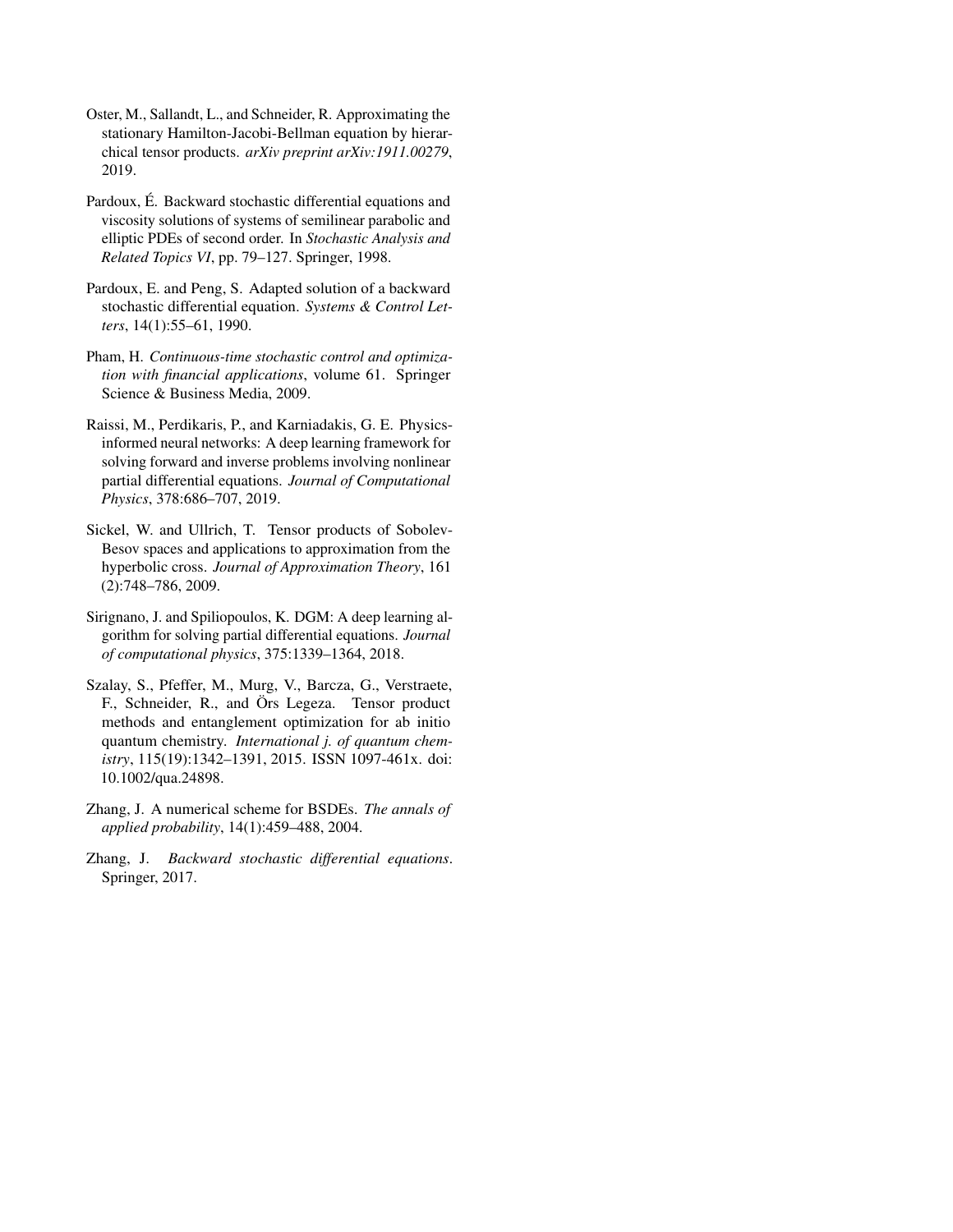Oster, M., Sallandt, L., and Schneider, R. Approximating the stationary Hamilton-Jacobi-Bellman equation by hierarchical tensor products. *arXiv preprint arXiv:1911.00279*, 2019.

Pardoux, É. Backward stochastic differential equations and viscosity solutions of systems of semilinear parabolic and elliptic PDEs of second order. In *Stochastic Analysis and Related Topics VI*, pp. 79–127. Springer, 1998.

Pardoux, E. and Peng, S. Adapted solution of a backward stochastic differential equation. *Systems & Control Letters*, 14(1):55–61, 1990.

Pham, H. *Continuous-time stochastic control and optimization with financial applications*, volume 61. Springer Science & Business Media, 2009.

Raissi, M., Perdikaris, P., and Karniadakis, G. E. Physics-informed neural networks: A deep learning framework for solving forward and inverse problems involving nonlinear partial differential equations. *Journal of Computational Physics*, 378:686–707, 2019.

Sickel, W. and Ullrich, T. Tensor products of Sobolev-Besov spaces and applications to approximation from the hyperbolic cross. *Journal of Approximation Theory*, 161 (2):748–786, 2009.

Sirignano, J. and Spiliopoulos, K. DGM: A deep learning algorithm for solving partial differential equations. *Journal of computational physics*, 375:1339–1364, 2018.

Szalay, S., Pfeffer, M., Murg, V., Barcza, G., Verstraete, F., Schneider, R., and Örs Legeza. Tensor product methods and entanglement optimization for ab initio quantum chemistry. *International j. of quantum chemistry*, 115(19):1342–1391, 2015. ISSN 1097-461x. doi: 10.1002/qua.24898.

Zhang, J. A numerical scheme for BSDEs. *The annals of applied probability*, 14(1):459–488, 2004.

Zhang, J. *Backward stochastic differential equations*. Springer, 2017.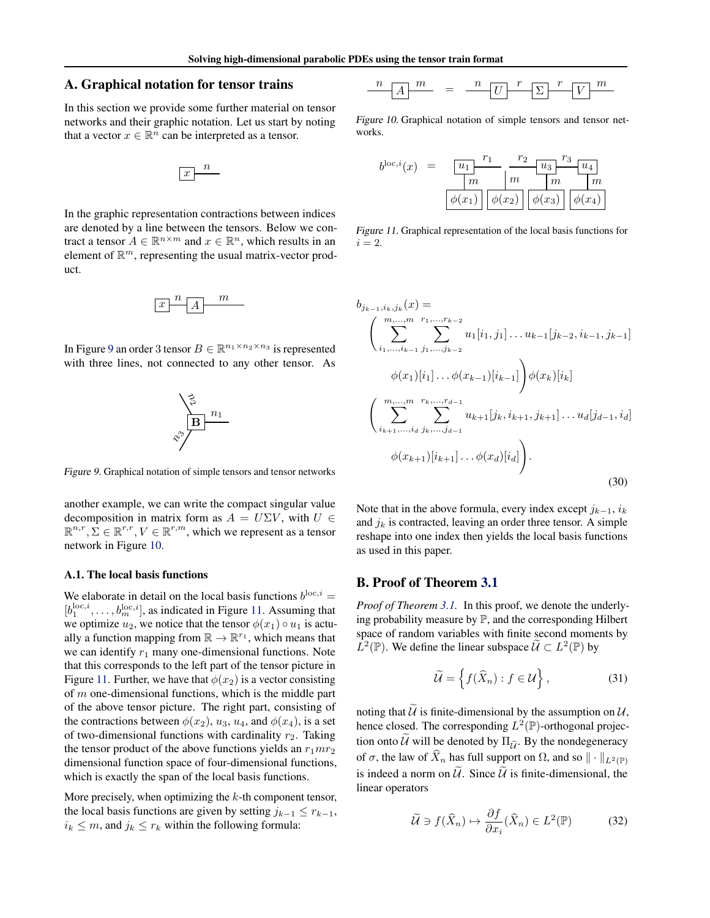## A. Graphical notation for tensor trains

In this section we provide some further material on tensor networks and their graphic notation. Let us start by noting that a vector $x \in \mathbb{R}^n$ can be interpreted as a tensor.

In the graphic representation contractions between indices are denoted by a line between the tensors. Below we contract a tensor $A \in \mathbb{R}^{n\times m}$ and $x \in \mathbb{R}^n$, which results in an element of $\mathbb{R}^m$, representing the usual matrix-vector product.

In Figure 9 an order 3 tensor $B \in \mathbb{R}^{n_1\times n_2\times n_3}$ is represented with three lines, not connected to any other tensor. As

*Figure 9.* Graphical notation of simple tensors and tensor networks

another example, we can write the compact singular value decomposition in matrix form as $A = U\Sigma V$, with $U \in \mathbb{R}^{n,r}, \Sigma \in \mathbb{R}^{r,r}, V \in \mathbb{R}^{r,m}$, which we represent as a tensor network in Figure 10.

*Figure 10.* Graphical notation of simple tensors and tensor networks.

*Figure 11.* Graphical representation of the local basis functions for $i = 2$.

### A.1. The local basis functions

We elaborate in detail on the local basis functions $b^{\text{loc},i} = [b_1^{\text{loc},i}, \dots, b_m^{\text{loc},i}]$, as indicated in Figure 11. Assuming that we optimize $u_2$, we notice that the tensor $\phi(x_1) \circ u_1$ is actually a function mapping from $\mathbb{R} \to \mathbb{R}^{r_1}$, which means that we can identify $r_1$ many one-dimensional functions. Note that this corresponds to the left part of the tensor picture in Figure 11. Further, we have that $\phi(x_2)$ is a vector consisting of $m$ one-dimensional functions, which is the middle part of the above tensor picture. The right part, consisting of the contractions between $\phi(x_2)$, $u_3$, $u_4$, and $\phi(x_4)$, is a set of two-dimensional functions with cardinality $r_2$. Taking the tensor product of the above functions yields an $r_1 m r_2$ dimensional function space of four-dimensional functions, which is exactly the span of the local basis functions.

More precisely, when optimizing the $k$-th component tensor, the local basis functions are given by setting $j_{k-1} \le r_{k-1}$, $i_k \le m$, and $j_k \le r_k$ within the following formula:

$$
\begin{aligned}
b_{j_{k-1},i_k,j_k}(x) = &\Bigg( \sum_{i_1,\dots,i_{k-1}}^{m,\dots,m} \sum_{j_1,\dots,j_{k-2}}^{r_1,\dots,r_{k-2}} u_1[i_1,j_1]\dots u_{k-1}[j_{k-2},i_{k-1},j_{k-1}] \\
&\phi(x_1)[i_1]\dots\phi(x_{k-1})[i_{k-1}]\Bigg)\phi(x_k)[i_k] \\
&\Bigg( \sum_{i_{k+1},\dots,i_d}^{m,\dots,m} \sum_{j_k,\dots,j_{d-1}}^{r_k,\dots,r_{d-1}} u_{k+1}[j_k,i_{k+1},j_{k+1}]\dots u_d[j_{d-1},i_d] \\
&\phi(x_{k+1})[i_{k+1}]\dots\phi(x_d)[i_d]\Bigg).
\end{aligned} \tag{30}
$$

Note that in the above formula, every index except $j_{k-1}$, $i_k$ and $j_k$ is contracted, leaving an order three tensor. A simple reshape into one index then yields the local basis functions as used in this paper.

## B. Proof of Theorem 3.1

*Proof of Theorem 3.1.* In this proof, we denote the underlying probability measure by $\mathbb{P}$, and the corresponding Hilbert space of random variables with finite second moments by $L^2(\mathbb{P})$. We define the linear subspace $\widetilde{\mathcal{U}} \subset L^2(\mathbb{P})$ by

$$
\widetilde{\mathcal{U}} = \left\{ f(\widehat{X}_n) : f \in \mathcal{U} \right\}, \tag{31}
$$

noting that $\widetilde{\mathcal{U}}$ is finite-dimensional by the assumption on $\mathcal{U}$, hence closed. The corresponding $L^2(\mathbb{P})$-orthogonal projection onto $\widetilde{\mathcal{U}}$ will be denoted by $\Pi_{\widetilde{\mathcal{U}}}$. By the nondegeneracy of $\sigma$, the law of $\widehat{X}_n$ has full support on $\Omega$, and so $\|\cdot\|_{L^2(\mathbb{P})}$ is indeed a norm on $\widetilde{\mathcal{U}}$. Since $\widetilde{\mathcal{U}}$ is finite-dimensional, the linear operators

$$
\widetilde{\mathcal{U}} \ni f(\widehat{X}_n) \mapsto \frac{\partial f}{\partial x_i}(\widehat{X}_n) \in L^2(\mathbb{P}) \tag{32}
$$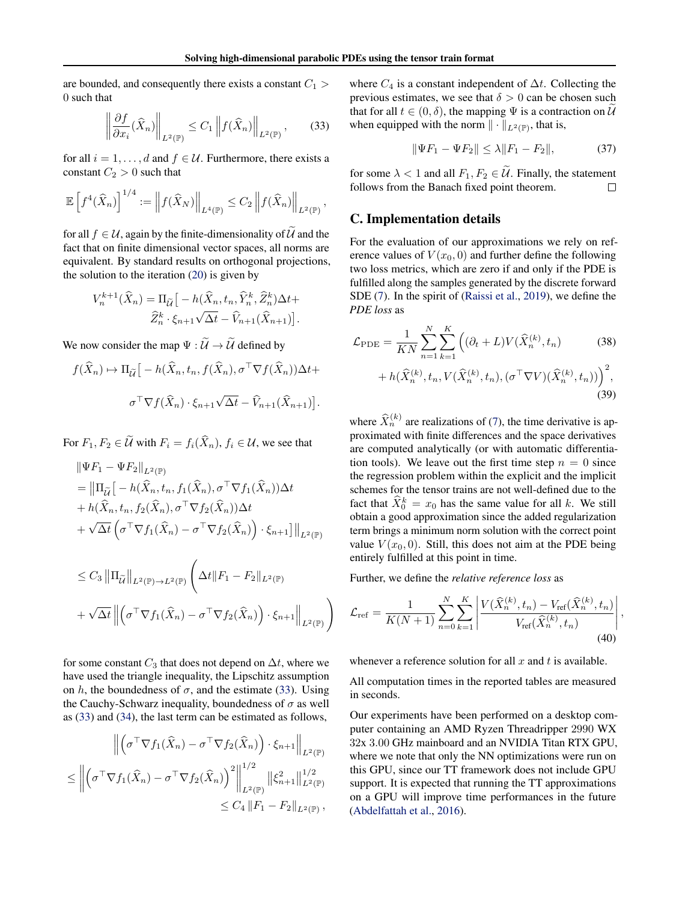are bounded, and consequently there exists a constant $C_1 > 0$ such that

$$\left\| \frac{\partial f}{\partial x_i}(\widehat{X}_n) \right\|_{L^2(\mathbb{P})} \leq C_1 \left\| f(\widehat{X}_n) \right\|_{L^2(\mathbb{P})}, \tag{33}$$

for all $i = 1, \ldots, d$ and $f \in \mathcal{U}$. Furthermore, there exists a constant $C_2 > 0$ such that

$$\mathbb{E}\left[ f^4(\widehat{X}_n) \right]^{1/4} := \left\| f(\widehat{X}_N) \right\|_{L^4(\mathbb{P})} \leq C_2 \left\| f(\widehat{X}_n) \right\|_{L^2(\mathbb{P})},$$

for all $f \in \mathcal{U}$, again by the finite-dimensionality of $\widetilde{\mathcal{U}}$ and the fact that on finite dimensional vector spaces, all norms are equivalent. By standard results on orthogonal projections, the solution to the iteration (20) is given by

$$V_n^{k+1}(\widehat{X}_n) = \Pi_{\widetilde{\mathcal{U}}}\big[ - h(\widehat{X}_n, t_n, \widehat{Y}_n^k, \widehat{Z}_n^k)\Delta t + \widehat{Z}_n^k \cdot \xi_{n+1}\sqrt{\Delta t} - \widehat{V}_{n+1}(\widehat{X}_{n+1})\big].$$

We now consider the map $\Psi : \widetilde{\mathcal{U}} \to \widetilde{\mathcal{U}}$ defined by

$$f(\widehat{X}_n) \mapsto \Pi_{\widetilde{\mathcal{U}}}\big[ - h(\widehat{X}_n, t_n, f(\widehat{X}_n), \sigma^\top \nabla f(\widehat{X}_n))\Delta t + \sigma^\top \nabla f(\widehat{X}_n) \cdot \xi_{n+1}\sqrt{\Delta t} - \widehat{V}_{n+1}(\widehat{X}_{n+1})\big].$$

For $F_1, F_2 \in \widetilde{\mathcal{U}}$ with $F_i = f_i(\widehat{X}_n)$, $f_i \in \mathcal{U}$, we see that

$$\begin{aligned}
&\|\Psi F_1 - \Psi F_2\|_{L^2(\mathbb{P})} \\
&= \big\|\Pi_{\widetilde{\mathcal{U}}}\big[ - h(\widehat{X}_n, t_n, f_1(\widehat{X}_n), \sigma^\top \nabla f_1(\widehat{X}_n))\Delta t \\
&+ h(\widehat{X}_n, t_n, f_2(\widehat{X}_n), \sigma^\top \nabla f_2(\widehat{X}_n))\Delta t \\
&+ \sqrt{\Delta t}\left(\sigma^\top \nabla f_1(\widehat{X}_n) - \sigma^\top \nabla f_2(\widehat{X}_n)\right) \cdot \xi_{n+1}\big]\big\|_{L^2(\mathbb{P})} \\
&\leq C_3 \left\|\Pi_{\widetilde{\mathcal{U}}}\right\|_{L^2(\mathbb{P}) \to L^2(\mathbb{P})} \Bigg( \Delta t \|F_1 - F_2\|_{L^2(\mathbb{P})} \\
&+ \sqrt{\Delta t}\left\| \left(\sigma^\top \nabla f_1(\widehat{X}_n) - \sigma^\top \nabla f_2(\widehat{X}_n)\right) \cdot \xi_{n+1} \right\|_{L^2(\mathbb{P})} \Bigg)
\end{aligned}$$

for some constant $C_3$ that does not depend on $\Delta t$, where we have used the triangle inequality, the Lipschitz assumption on $h$, the boundedness of $\sigma$, and the estimate (33). Using the Cauchy-Schwarz inequality, boundedness of $\sigma$ as well as (33) and (34), the last term can be estimated as follows,

$$\begin{aligned}
&\left\| \left(\sigma^\top \nabla f_1(\widehat{X}_n) - \sigma^\top \nabla f_2(\widehat{X}_n)\right) \cdot \xi_{n+1} \right\|_{L^2(\mathbb{P})} \\
&\leq \left\| \left(\sigma^\top \nabla f_1(\widehat{X}_n) - \sigma^\top \nabla f_2(\widehat{X}_n)\right)^2 \right\|_{L^2(\mathbb{P})}^{1/2} \left\|\xi_{n+1}^2\right\|_{L^2(\mathbb{P})}^{1/2} \\
&\leq C_4 \|F_1 - F_2\|_{L^2(\mathbb{P})},
\end{aligned}$$

where $C_4$ is a constant independent of $\Delta t$. Collecting the previous estimates, we see that $\delta > 0$ can be chosen such that for all $t \in (0, \delta)$, the mapping $\Psi$ is a contraction on $\widetilde{\mathcal{U}}$ when equipped with the norm $\| \cdot \|_{L^2(\mathbb{P})}$, that is,

$$\|\Psi F_1 - \Psi F_2\| \leq \lambda \|F_1 - F_2\|, \tag{37}$$

for some $\lambda < 1$ and all $F_1, F_2 \in \widetilde{\mathcal{U}}$. Finally, the statement follows from the Banach fixed point theorem. $\square$

## C. Implementation details

For the evaluation of our approximations we rely on reference values of $V(x_0, 0)$ and further define the following two loss metrics, which are zero if and only if the PDE is fulfilled along the samples generated by the discrete forward SDE (7). In the spirit of (Raissi et al., 2019), we define the *PDE loss* as

$$\mathcal{L}_{\mathrm{PDE}} = \frac{1}{KN}\sum_{n=1}^{N}\sum_{k=1}^{K}\Big( (\partial_t + L)V(\widehat{X}_n^{(k)}, t_n) \tag{38}$$

$$+ h(\widehat{X}_n^{(k)}, t_n, V(\widehat{X}_n^{(k)}, t_n), (\sigma^\top \nabla V)(\widehat{X}_n^{(k)}, t_n))\Big)^2, \tag{39}$$

where $\widehat{X}_n^{(k)}$ are realizations of (7), the time derivative is approximated with finite differences and the space derivatives are computed analytically (or with automatic differentiation tools). We leave out the first time step $n = 0$ since the regression problem within the explicit and the implicit schemes for the tensor trains are not well-defined due to the fact that $\widehat{X}_0^k = x_0$ has the same value for all $k$. We still obtain a good approximation since the added regularization term brings a minimum norm solution with the correct point value $V(x_0, 0)$. Still, this does not aim at the PDE being entirely fulfilled at this point in time.

Further, we define the *relative reference loss* as

$$\mathcal{L}_{\mathrm{ref}} = \frac{1}{K(N+1)}\sum_{n=0}^{N}\sum_{k=1}^{K}\left| \frac{V(\widehat{X}_n^{(k)}, t_n) - V_{\mathrm{ref}}(\widehat{X}_n^{(k)}, t_n)}{V_{\mathrm{ref}}(\widehat{X}_n^{(k)}, t_n)} \right|, \tag{40}$$

whenever a reference solution for all $x$ and $t$ is available.

All computation times in the reported tables are measured in seconds.

Our experiments have been performed on a desktop computer containing an AMD Ryzen Threadripper 2990 WX 32x 3.00 GHz mainboard and an NVIDIA Titan RTX GPU, where we note that only the NN optimizations were run on this GPU, since our TT framework does not include GPU support. It is expected that running the TT approximations on a GPU will improve time performances in the future (Abdelfattah et al., 2016).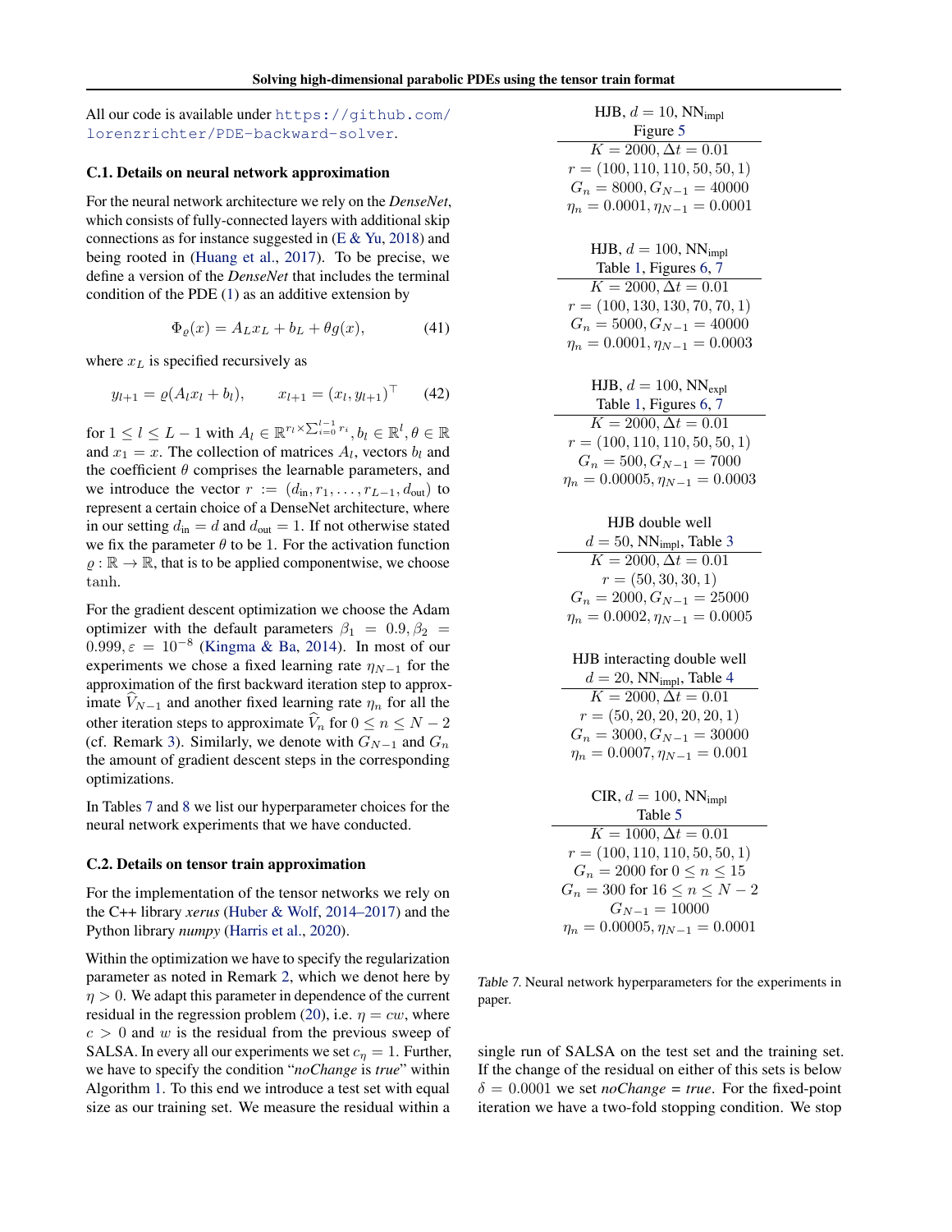All our code is available under https://github.com/lorenzrichter/PDE-backward-solver.

### C.1. Details on neural network approximation

For the neural network architecture we rely on the *DenseNet*, which consists of fully-connected layers with additional skip connections as for instance suggested in (E & Yu, 2018) and being rooted in (Huang et al., 2017). To be precise, we define a version of the *DenseNet* that includes the terminal condition of the PDE (1) as an additive extension by

$$\Phi_\varrho(x) = A_L x_L + b_L + \theta g(x), \tag{41}$$

where $x_L$ is specified recursively as

$$y_{l+1} = \varrho(A_l x_l + b_l), \qquad x_{l+1} = (x_l, y_{l+1})^\top \tag{42}$$

for $1 \leq l \leq L-1$ with $A_l \in \mathbb{R}^{r_l \times \sum_{i=0}^{l-1} r_i}, b_l \in \mathbb{R}^l, \theta \in \mathbb{R}$ and $x_1 = x$. The collection of matrices $A_l$, vectors $b_l$ and the coefficient $\theta$ comprises the learnable parameters, and we introduce the vector $r := (d_{\text{in}}, r_1, \ldots, r_{L-1}, d_{\text{out}})$ to represent a certain choice of a DenseNet architecture, where in our setting $d_{\text{in}} = d$ and $d_{\text{out}} = 1$. If not otherwise stated we fix the parameter $\theta$ to be 1. For the activation function $\varrho : \mathbb{R} \to \mathbb{R}$, that is to be applied componentwise, we choose $\tanh$.

For the gradient descent optimization we choose the Adam optimizer with the default parameters $\beta_1 = 0.9, \beta_2 = 0.999, \varepsilon = 10^{-8}$ (Kingma & Ba, 2014). In most of our experiments we chose a fixed learning rate $\eta_{N-1}$ for the approximation of the first backward iteration step to approximate $\widehat{V}_{N-1}$ and another fixed learning rate $\eta_n$ for all the other iteration steps to approximate $\widehat{V}_n$ for $0 \leq n \leq N-2$ (cf. Remark 3). Similarly, we denote with $G_{N-1}$ and $G_n$ the amount of gradient descent steps in the corresponding optimizations.

In Tables 7 and 8 we list our hyperparameter choices for the neural network experiments that we have conducted.

### C.2. Details on tensor train approximation

For the implementation of the tensor networks we rely on the C++ library *xerus* (Huber & Wolf, 2014–2017) and the Python library *numpy* (Harris et al., 2020).

Within the optimization we have to specify the regularization parameter as noted in Remark 2, which we denot here by $\eta > 0$. We adapt this parameter in dependence of the current residual in the regression problem (20), i.e. $\eta = cw$, where $c > 0$ and $w$ is the residual from the previous sweep of SALSA. In every all our experiments we set $c_\eta = 1$. Further, we have to specify the condition "*noChange* is *true*" within Algorithm 1. To this end we introduce a test set with equal size as our training set. We measure the residual within a single run of SALSA on the test set and the training set. If the change of the residual on either of this sets is below $\delta = 0.0001$ we set *noChange* = *true*. For the fixed-point iteration we have a two-fold stopping condition. We stop

| HJB, $d = 10$, $\text{NN}_{\text{impl}}$, Figure 5 |
|---|
| $K = 2000, \Delta t = 0.01$ |
| $r = (100, 110, 110, 50, 50, 1)$ |
| $G_n = 8000, G_{N-1} = 40000$ |
| $\eta_n = 0.0001, \eta_{N-1} = 0.0001$ |

| HJB, $d = 100$, $\text{NN}_{\text{impl}}$, Table 1, Figures 6, 7 |
|---|
| $K = 2000, \Delta t = 0.01$ |
| $r = (100, 130, 130, 70, 70, 1)$ |
| $G_n = 5000, G_{N-1} = 40000$ |
| $\eta_n = 0.0001, \eta_{N-1} = 0.0003$ |

| HJB, $d = 100$, $\text{NN}_{\text{expl}}$, Table 1, Figures 6, 7 |
|---|
| $K = 2000, \Delta t = 0.01$ |
| $r = (100, 110, 110, 50, 50, 1)$ |
| $G_n = 500, G_{N-1} = 7000$ |
| $\eta_n = 0.00005, \eta_{N-1} = 0.0003$ |

| HJB double well, $d = 50$, $\text{NN}_{\text{impl}}$, Table 3 |
|---|
| $K = 2000, \Delta t = 0.01$ |
| $r = (50, 30, 30, 1)$ |
| $G_n = 2000, G_{N-1} = 25000$ |
| $\eta_n = 0.0002, \eta_{N-1} = 0.0005$ |

| HJB interacting double well, $d = 20$, $\text{NN}_{\text{impl}}$, Table 4 |
|---|
| $K = 2000, \Delta t = 0.01$ |
| $r = (50, 20, 20, 20, 20, 1)$ |
| $G_n = 3000, G_{N-1} = 30000$ |
| $\eta_n = 0.0007, \eta_{N-1} = 0.001$ |

| CIR, $d = 100$, $\text{NN}_{\text{impl}}$, Table 5 |
|---|
| $K = 1000, \Delta t = 0.01$ |
| $r = (100, 110, 110, 50, 50, 1)$ |
| $G_n = 2000$ for $0 \leq n \leq 15$ |
| $G_n = 300$ for $16 \leq n \leq N-2$ |
| $G_{N-1} = 10000$ |
| $\eta_n = 0.00005, \eta_{N-1} = 0.0001$ |

*Table 7.* Neural network hyperparameters for the experiments in paper.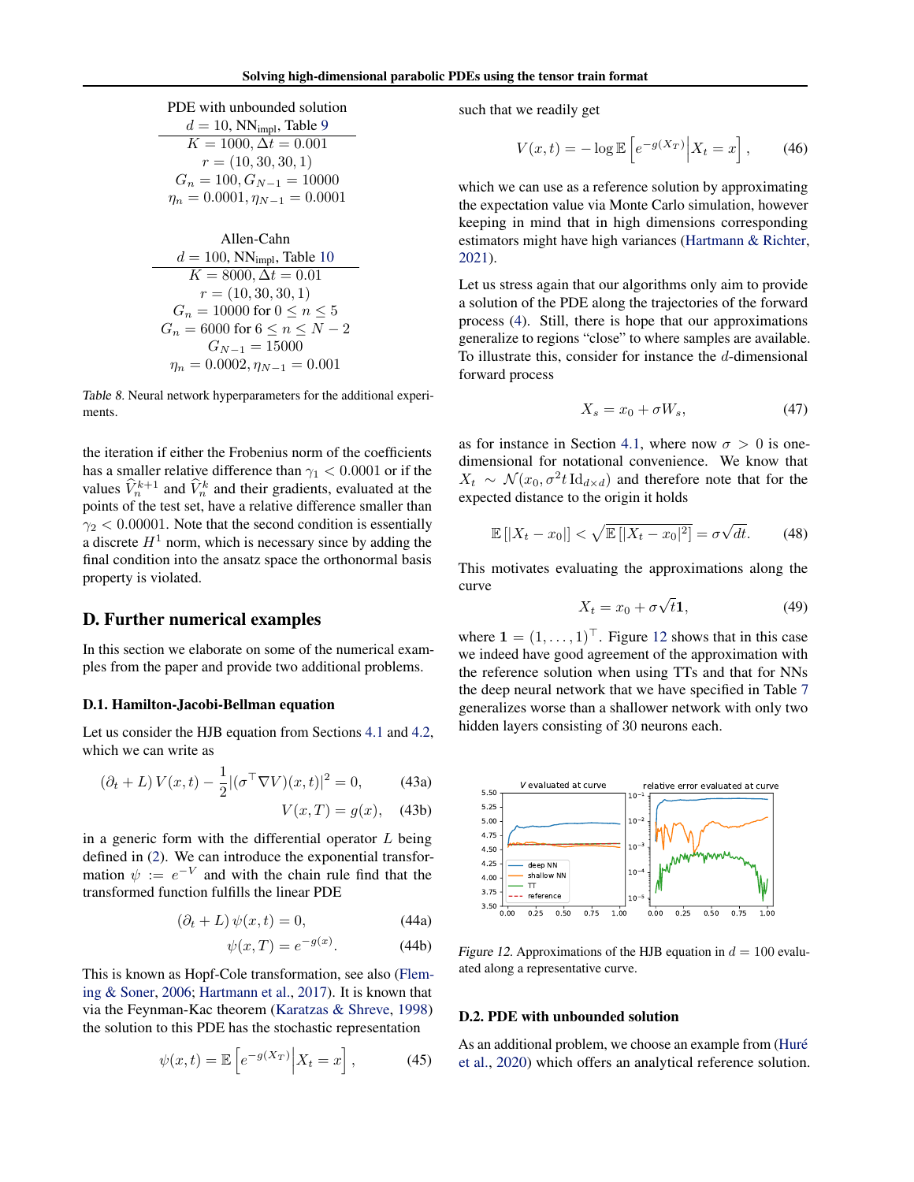| PDE with unbounded solution |
|---|
| $d = 10$, $\text{NN}_{\text{impl}}$, Table 9 |
| $K = 1000, \Delta t = 0.001$ |
| $r = (10, 30, 30, 1)$ |
| $G_n = 100, G_{N-1} = 10000$ |
| $\eta_n = 0.0001, \eta_{N-1} = 0.0001$ |

| Allen-Cahn |
|---|
| $d = 100$, $\text{NN}_{\text{impl}}$, Table 10 |
| $K = 8000, \Delta t = 0.01$ |
| $r = (10, 30, 30, 1)$ |
| $G_n = 10000$ for $0 \leq n \leq 5$ |
| $G_n = 6000$ for $6 \leq n \leq N-2$ |
| $G_{N-1} = 15000$ |
| $\eta_n = 0.0002, \eta_{N-1} = 0.001$ |

*Table 8.* Neural network hyperparameters for the additional experiments.

the iteration if either the Frobenius norm of the coefficients has a smaller relative difference than $\gamma_1 < 0.0001$ or if the values $\widehat{V}_n^{k+1}$ and $\widehat{V}_n^k$ and their gradients, evaluated at the points of the test set, have a relative difference smaller than $\gamma_2 < 0.00001$. Note that the second condition is essentially a discrete $H^1$ norm, which is necessary since by adding the final condition into the ansatz space the orthonormal basis property is violated.

## D. Further numerical examples

In this section we elaborate on some of the numerical examples from the paper and provide two additional problems.

### D.1. Hamilton-Jacobi-Bellman equation

Let us consider the HJB equation from Sections 4.1 and 4.2, which we can write as

$$(\partial_t + L)\, V(x,t) - \frac{1}{2}|(\sigma^\top \nabla V)(x,t)|^2 = 0, \tag{43a}$$

$$V(x,T) = g(x), \tag{43b}$$

in a generic form with the differential operator $L$ being defined in (2). We can introduce the exponential transformation $\psi := e^{-V}$ and with the chain rule find that the transformed function fulfills the linear PDE

$$(\partial_t + L)\, \psi(x,t) = 0, \tag{44a}$$

$$\psi(x,T) = e^{-g(x)}. \tag{44b}$$

This is known as Hopf-Cole transformation, see also (Fleming & Soner, 2006; Hartmann et al., 2017). It is known that via the Feynman-Kac theorem (Karatzas & Shreve, 1998) the solution to this PDE has the stochastic representation

$$\psi(x,t) = \mathbb{E}\left[ e^{-g(X_T)} \middle| X_t = x \right], \tag{45}$$

such that we readily get

$$V(x,t) = -\log \mathbb{E}\left[ e^{-g(X_T)} \middle| X_t = x \right], \tag{46}$$

which we can use as a reference solution by approximating the expectation value via Monte Carlo simulation, however keeping in mind that in high dimensions corresponding estimators might have high variances (Hartmann & Richter, 2021).

Let us stress again that our algorithms only aim to provide a solution of the PDE along the trajectories of the forward process (4). Still, there is hope that our approximations generalize to regions "close" to where samples are available. To illustrate this, consider for instance the $d$-dimensional forward process

$$X_s = x_0 + \sigma W_s, \tag{47}$$

as for instance in Section 4.1, where now $\sigma > 0$ is one-dimensional for notational convenience. We know that $X_t \sim \mathcal{N}(x_0, \sigma^2 t \, \mathrm{Id}_{d \times d})$ and therefore note that for the expected distance to the origin it holds

$$\mathbb{E}\left[|X_t - x_0|\right] < \sqrt{\mathbb{E}\left[|X_t - x_0|^2\right]} = \sigma \sqrt{dt}. \tag{48}$$

This motivates evaluating the approximations along the curve

$$X_t = x_0 + \sigma \sqrt{t} \mathbf{1}, \tag{49}$$

where $\mathbf{1} = (1, \dots, 1)^\top$. Figure 12 shows that in this case we indeed have good agreement of the approximation with the reference solution when using TTs and that for NNs the deep neural network that we have specified in Table 7 generalizes worse than a shallower network with only two hidden layers consisting of 30 neurons each.

*Figure 12.* Approximations of the HJB equation in $d = 100$ evaluated along a representative curve.

### D.2. PDE with unbounded solution

As an additional problem, we choose an example from (Huré et al., 2020) which offers an analytical reference solution.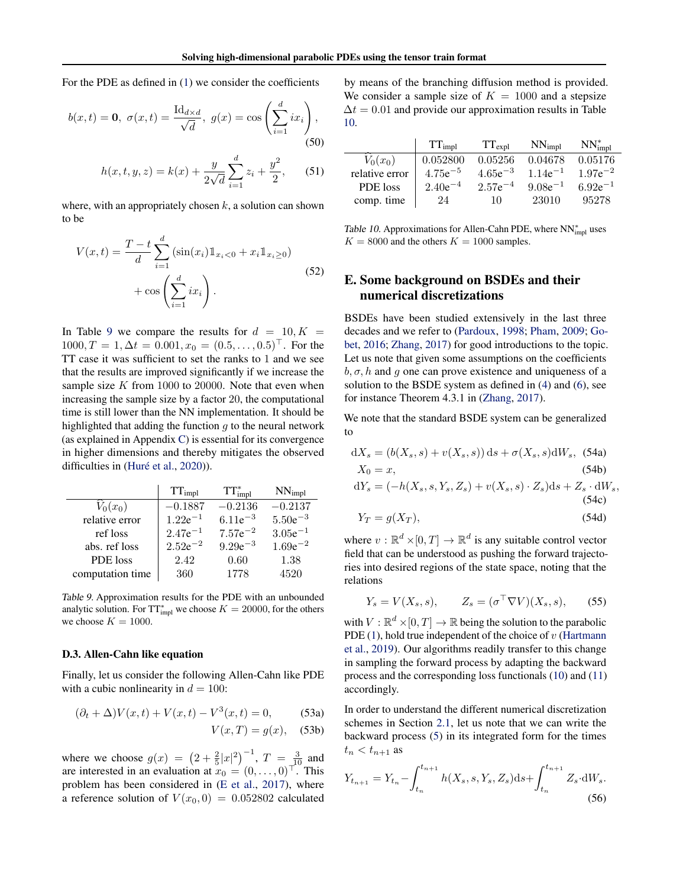For the PDE as defined in (1) we consider the coefficients

$$b(x,t) = \mathbf{0},\ \sigma(x,t) = \frac{\mathrm{Id}_{d\times d}}{\sqrt{d}},\ g(x) = \cos\left(\sum_{i=1}^{d} i x_i\right), \tag{50}$$

$$h(x,t,y,z) = k(x) + \frac{y}{2\sqrt{d}}\sum_{i=1}^{d} z_i + \frac{y^2}{2}, \tag{51}$$

where, with an appropriately chosen $k$, a solution can shown to be

$$\begin{aligned} V(x,t) = &\frac{T-t}{d}\sum_{i=1}^{d}\left(\sin(x_i)\mathbb{1}_{x_i<0} + x_i\mathbb{1}_{x_i\geq 0}\right) \\ &+ \cos\left(\sum_{i=1}^{d} i x_i\right). \end{aligned} \tag{52}$$

In Table 9 we compare the results for $d = 10, K = 1000, T = 1, \Delta t = 0.001, x_0 = (0.5,\dots,0.5)^\top$. For the TT case it was sufficient to set the ranks to 1 and we see that the results are improved significantly if we increase the sample size $K$ from 1000 to 20000. Note that even when increasing the sample size by a factor 20, the computational time is still lower than the NN implementation. It should be highlighted that adding the function $g$ to the neural network (as explained in Appendix C) is essential for its convergence in higher dimensions and thereby mitigates the observed difficulties in (Huré et al., 2020)).

| | $\mathrm{TT}_{\mathrm{impl}}$ | $\mathrm{TT}^*_{\mathrm{impl}}$ | $\mathrm{NN}_{\mathrm{impl}}$ |
|---|---|---|---|
| $\widehat{V}_0(x_0)$ | $-0.1887$ | $-0.2136$ | $-0.2137$ |
| relative error | $1.22\mathrm{e}^{-1}$ | $6.11\mathrm{e}^{-3}$ | $5.50\mathrm{e}^{-3}$ |
| ref loss | $2.47\mathrm{e}^{-1}$ | $7.57\mathrm{e}^{-2}$ | $3.05\mathrm{e}^{-1}$ |
| abs. ref loss | $2.52\mathrm{e}^{-2}$ | $9.29\mathrm{e}^{-3}$ | $1.69\mathrm{e}^{-2}$ |
| PDE loss | 2.42 | 0.60 | 1.38 |
| computation time | 360 | 1778 | 4520 |

*Table 9.* Approximation results for the PDE with an unbounded analytic solution. For $\mathrm{TT}^*_{\mathrm{impl}}$ we choose $K = 20000$, for the others we choose $K = 1000$.

### D.3. Allen-Cahn like equation

Finally, let us consider the following Allen-Cahn like PDE with a cubic nonlinearity in $d = 100$:

$$(\partial_t + \Delta)V(x,t) + V(x,t) - V^3(x,t) = 0, \tag{53a}$$

$$V(x,T) = g(x), \tag{53b}$$

where we choose $g(x) = \left(2 + \frac{2}{5}|x|^2\right)^{-1}$, $T = \frac{3}{10}$ and are interested in an evaluation at $x_0 = (0,\dots,0)^\top$. This problem has been considered in (E et al., 2017), where a reference solution of $V(x_0, 0) = 0.052802$ calculated by means of the branching diffusion method is provided. We consider a sample size of $K = 1000$ and a stepsize $\Delta t = 0.01$ and provide our approximation results in Table 10.

| | $\mathrm{TT}_{\mathrm{impl}}$ | $\mathrm{TT}_{\mathrm{expl}}$ | $\mathrm{NN}_{\mathrm{impl}}$ | $\mathrm{NN}^*_{\mathrm{impl}}$ |
|---|---|---|---|---|
| $\widehat{V}_0(x_0)$ | 0.052800 | 0.05256 | 0.04678 | 0.05176 |
| relative error | $4.75\mathrm{e}^{-5}$ | $4.65\mathrm{e}^{-3}$ | $1.14\mathrm{e}^{-1}$ | $1.97\mathrm{e}^{-2}$ |
| PDE loss | $2.40\mathrm{e}^{-4}$ | $2.57\mathrm{e}^{-4}$ | $9.08\mathrm{e}^{-1}$ | $6.92\mathrm{e}^{-1}$ |
| comp. time | 24 | 10 | 23010 | 95278 |

*Table 10.* Approximations for Allen-Cahn PDE, where $\mathrm{NN}^*_{\mathrm{impl}}$ uses $K = 8000$ and the others $K = 1000$ samples.

## E. Some background on BSDEs and their numerical discretizations

BSDEs have been studied extensively in the last three decades and we refer to (Pardoux, 1998; Pham, 2009; Gobet, 2016; Zhang, 2017) for good introductions to the topic. Let us note that given some assumptions on the coefficients $b, \sigma, h$ and $g$ one can prove existence and uniqueness of a solution to the BSDE system as defined in (4) and (6), see for instance Theorem 4.3.1 in (Zhang, 2017).

We note that the standard BSDE system can be generalized to

$$\mathrm{d}X_s = (b(X_s,s) + v(X_s,s))\,\mathrm{d}s + \sigma(X_s,s)\mathrm{d}W_s, \tag{54a}$$

$$X_0 = x, \tag{54b}$$

$$\mathrm{d}Y_s = (-h(X_s,s,Y_s,Z_s) + v(X_s,s)\cdot Z_s)\mathrm{d}s + Z_s\cdot \mathrm{d}W_s, \tag{54c}$$

$$Y_T = g(X_T), \tag{54d}$$

where $v: \mathbb{R}^d \times [0,T] \to \mathbb{R}^d$ is any suitable control vector field that can be understood as pushing the forward trajectories into desired regions of the state space, noting that the relations

$$Y_s = V(X_s,s), \qquad Z_s = (\sigma^\top \nabla V)(X_s,s), \tag{55}$$

with $V: \mathbb{R}^d \times [0,T] \to \mathbb{R}$ being the solution to the parabolic PDE (1), hold true independent of the choice of $v$ (Hartmann et al., 2019). Our algorithms readily transfer to this change in sampling the forward process by adapting the backward process and the corresponding loss functionals (10) and (11) accordingly.

In order to understand the different numerical discretization schemes in Section 2.1, let us note that we can write the backward process (5) in its integrated form for the times $t_n < t_{n+1}$ as

$$Y_{t_{n+1}} = Y_{t_n} - \int_{t_n}^{t_{n+1}} h(X_s,s,Y_s,Z_s)\mathrm{d}s + \int_{t_n}^{t_{n+1}} Z_s\cdot\mathrm{d}W_s. \tag{56}$$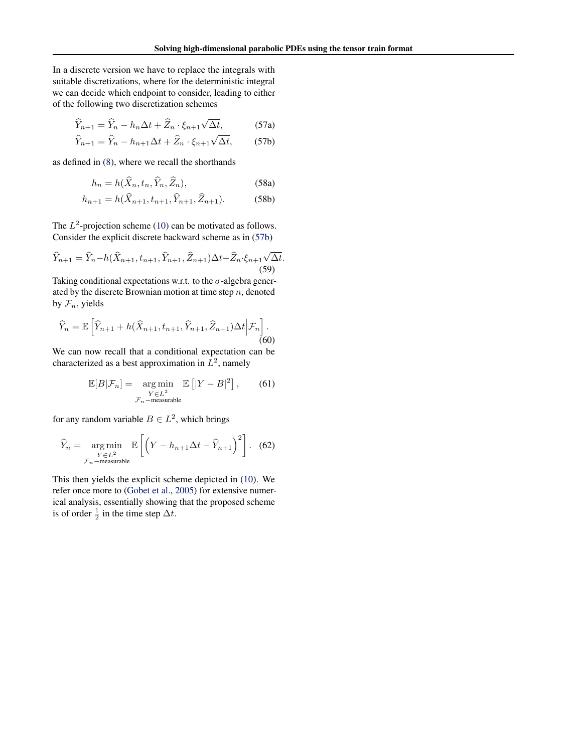In a discrete version we have to replace the integrals with suitable discretizations, where for the deterministic integral we can decide which endpoint to consider, leading to either of the following two discretization schemes

$$\widehat{Y}_{n+1} = \widehat{Y}_n - h_n \Delta t + \widehat{Z}_n \cdot \xi_{n+1}\sqrt{\Delta t}, \tag{57a}$$

$$\widehat{Y}_{n+1} = \widehat{Y}_n - h_{n+1} \Delta t + \widehat{Z}_n \cdot \xi_{n+1}\sqrt{\Delta t}, \tag{57b}$$

as defined in (8), where we recall the shorthands

$$h_n = h(\widehat{X}_n, t_n, \widehat{Y}_n, \widehat{Z}_n), \tag{58a}$$

$$h_{n+1} = h(\widehat{X}_{n+1}, t_{n+1}, \widehat{Y}_{n+1}, \widehat{Z}_{n+1}). \tag{58b}$$

The $L^2$-projection scheme (10) can be motivated as follows. Consider the explicit discrete backward scheme as in (57b)

$$\widehat{Y}_{n+1} = \widehat{Y}_n - h(\widehat{X}_{n+1}, t_{n+1}, \widehat{Y}_{n+1}, \widehat{Z}_{n+1})\Delta t + \widehat{Z}_n \cdot \xi_{n+1}\sqrt{\Delta t}. \tag{59}$$

Taking conditional expectations w.r.t. to the $\sigma$-algebra generated by the discrete Brownian motion at time step $n$, denoted by $\mathcal{F}_n$, yields

$$\widehat{Y}_n = \mathbb{E}\left[\widehat{Y}_{n+1} + h(\widehat{X}_{n+1}, t_{n+1}, \widehat{Y}_{n+1}, \widehat{Z}_{n+1})\Delta t \middle| \mathcal{F}_n\right]. \tag{60}$$

We can now recall that a conditional expectation can be characterized as a best approximation in $L^2$, namely

$$\mathbb{E}[B|\mathcal{F}_n] = \underset{\substack{Y \in L^2 \\ \mathcal{F}_n-\text{measurable}}}{\arg\min} \ \mathbb{E}\left[|Y - B|^2\right], \tag{61}$$

for any random variable $B \in L^2$, which brings

$$\widehat{Y}_n = \underset{\substack{Y \in L^2 \\ \mathcal{F}_n-\text{measurable}}}{\arg\min} \ \mathbb{E}\left[\left(Y - h_{n+1}\Delta t - \widehat{Y}_{n+1}\right)^2\right]. \tag{62}$$

This then yields the explicit scheme depicted in (10). We refer once more to (Gobet et al., 2005) for extensive numerical analysis, essentially showing that the proposed scheme is of order $\frac{1}{2}$ in the time step $\Delta t$.